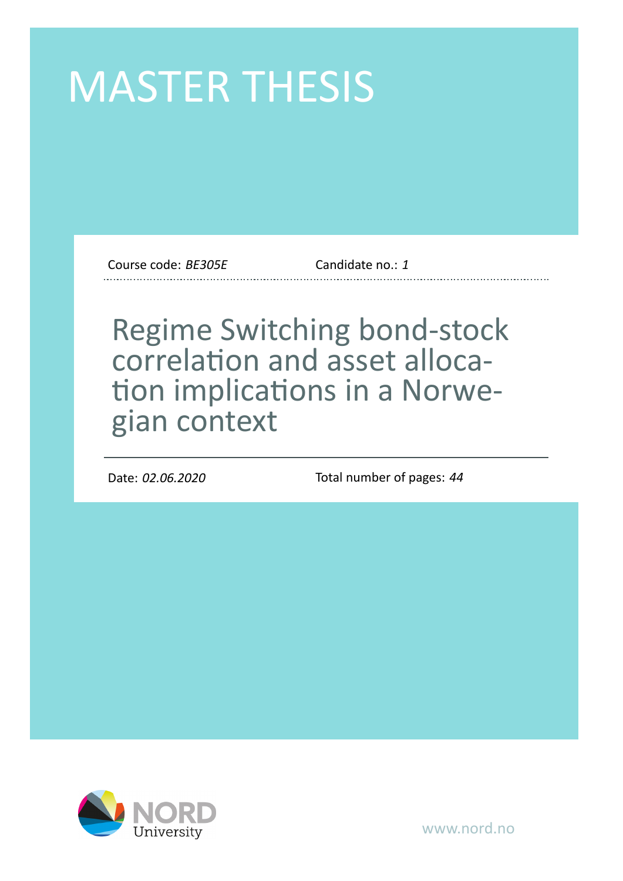# MASTER THESIS

Course code: *BE305E* Candidate no.: *1*

## Regime Switching bond-stock correlation and asset allocation implications in a Norwegian context

Date: *02.06.2020* Total number of pages: *44*

NORD University

www.nord.no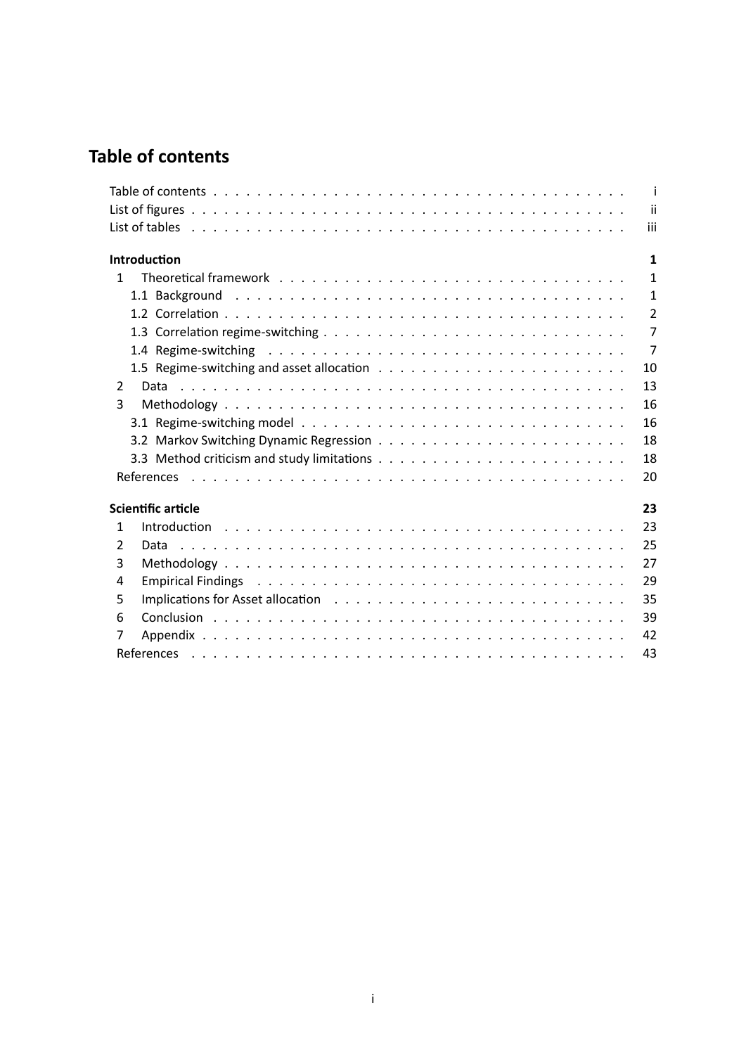# Table of contents

| | |
|---|---|
| Table of contents | i |
| List of figures | ii |
| List of tables | iii |
| **Introduction** | **1** |
| 1 Theoretical framework | 1 |
| 1.1 Background | 1 |
| 1.2 Correlation | 2 |
| 1.3 Correlation regime-switching | 7 |
| 1.4 Regime-switching | 7 |
| 1.5 Regime-switching and asset allocation | 10 |
| 2 Data | 13 |
| 3 Methodology | 16 |
| 3.1 Regime-switching model | 16 |
| 3.2 Markov Switching Dynamic Regression | 18 |
| 3.3 Method criticism and study limitations | 18 |
| References | 20 |
| **Scientific article** | **23** |
| 1 Introduction | 23 |
| 2 Data | 25 |
| 3 Methodology | 27 |
| 4 Empirical Findings | 29 |
| 5 Implications for Asset allocation | 35 |
| 6 Conclusion | 39 |
| 7 Appendix | 42 |
| References | 43 |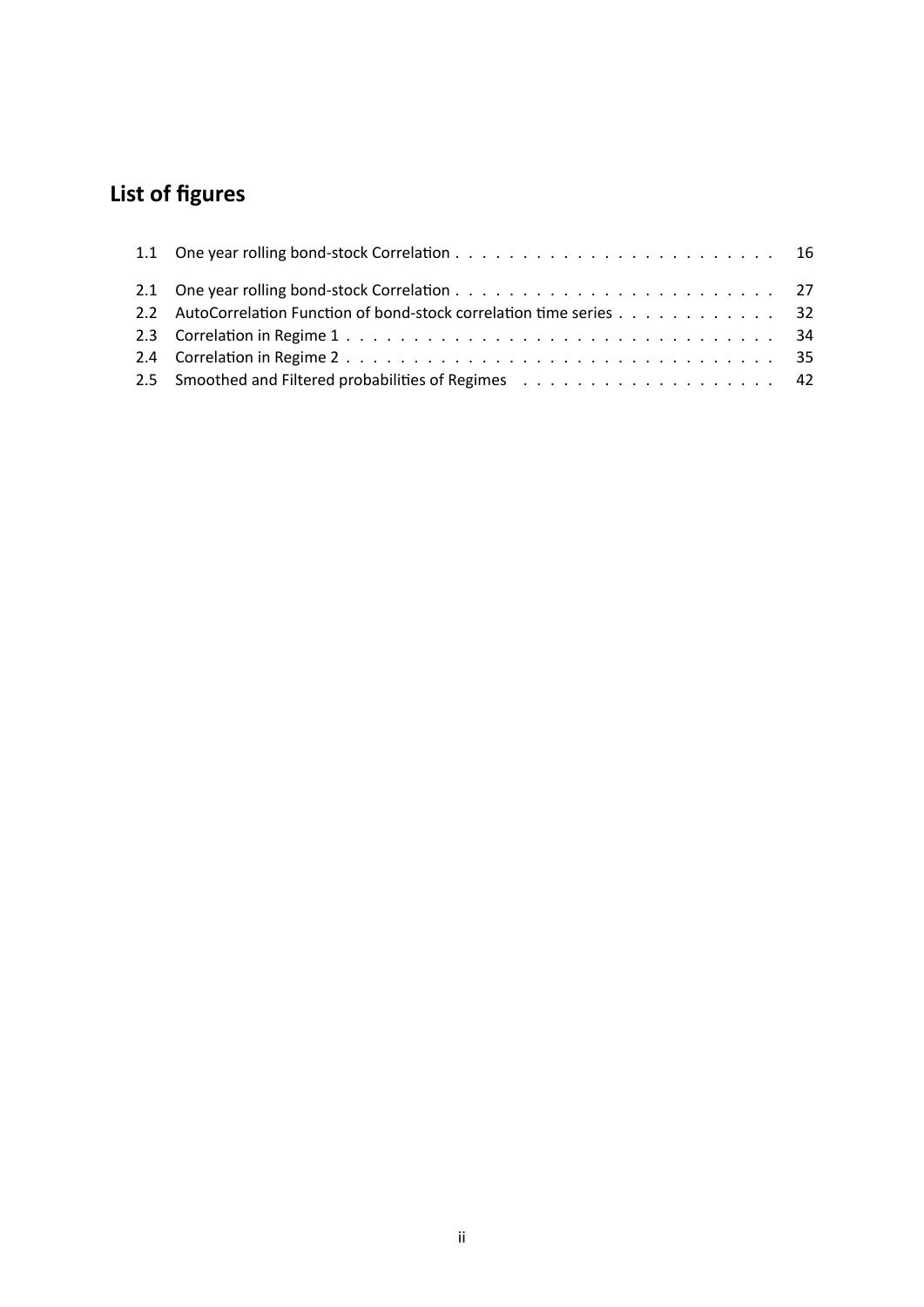# List of figures

1.1 One year rolling bond-stock Correlation . . . . . . . . . . . . . . . . . . . . . . . . 16

2.1 One year rolling bond-stock Correlation . . . . . . . . . . . . . . . . . . . . . . . . 27
2.2 AutoCorrelation Function of bond-stock correlation time series . . . . . . . . . . . . 32
2.3 Correlation in Regime 1 . . . . . . . . . . . . . . . . . . . . . . . . . . . . . . . . 34
2.4 Correlation in Regime 2 . . . . . . . . . . . . . . . . . . . . . . . . . . . . . . . . 35
2.5 Smoothed and Filtered probabilities of Regimes . . . . . . . . . . . . . . . . . . . 42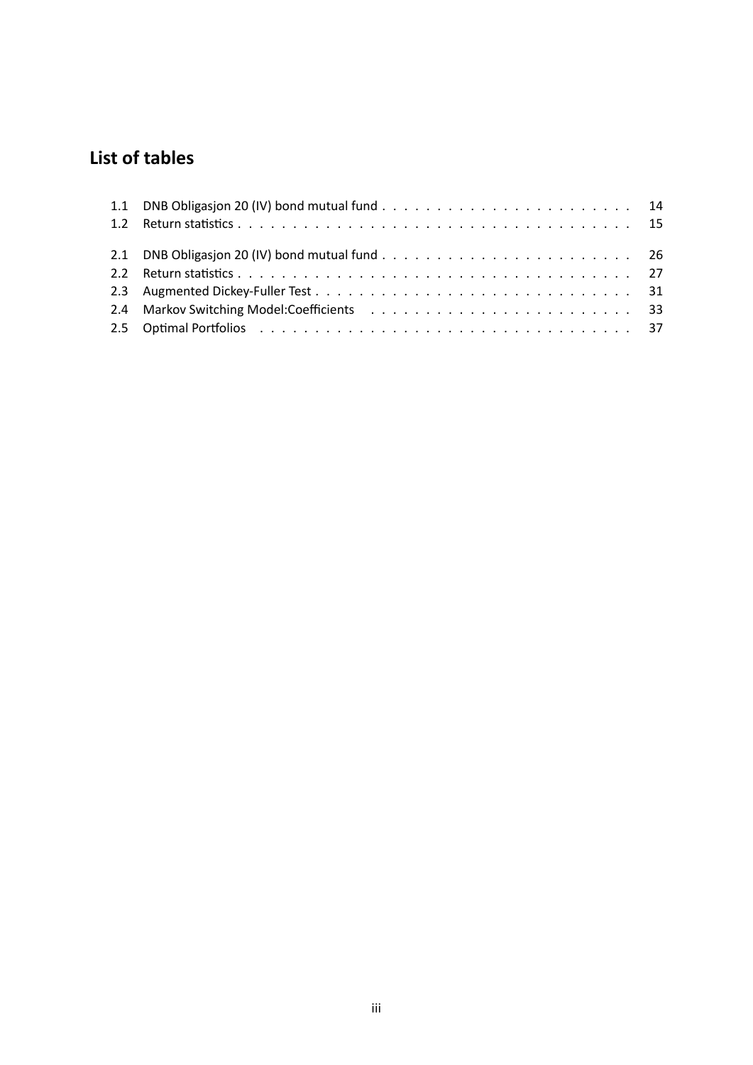## List of tables

1.1 DNB Obligasjon 20 (IV) bond mutual fund . . . . . . . . . . . . . . . . . . . . . . . 14
1.2 Return statistics . . . . . . . . . . . . . . . . . . . . . . . . . . . . . . . . . . . 15

2.1 DNB Obligasjon 20 (IV) bond mutual fund . . . . . . . . . . . . . . . . . . . . . . . 26
2.2 Return statistics . . . . . . . . . . . . . . . . . . . . . . . . . . . . . . . . . . . 27
2.3 Augmented Dickey-Fuller Test . . . . . . . . . . . . . . . . . . . . . . . . . . . . 31
2.4 Markov Switching Model:Coefficients . . . . . . . . . . . . . . . . . . . . . . . . 33
2.5 Optimal Portfolios . . . . . . . . . . . . . . . . . . . . . . . . . . . . . . . . . . 37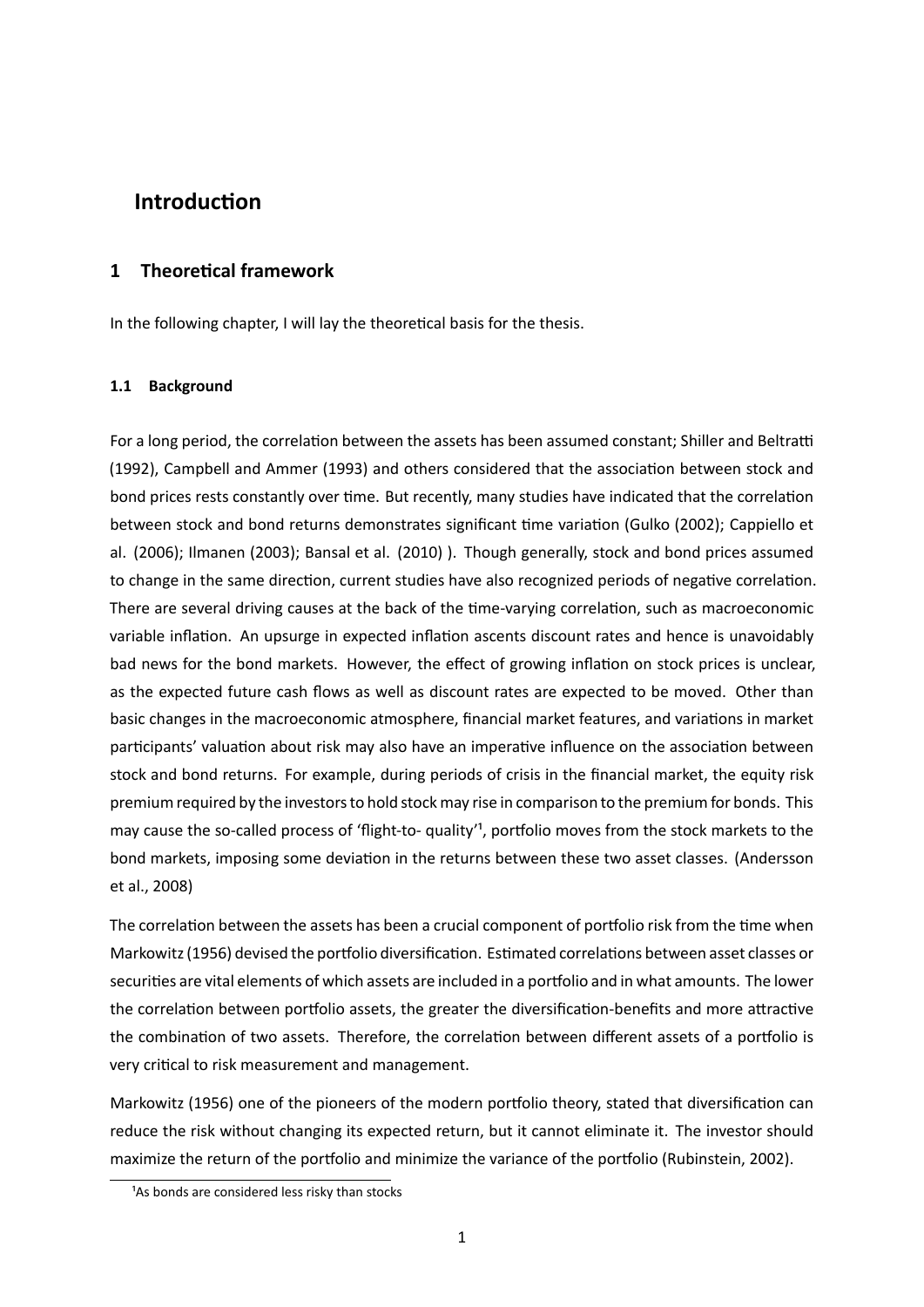# Introduction

## 1 Theoretical framework

In the following chapter, I will lay the theoretical basis for the thesis.

### 1.1 Background

For a long period, the correlation between the assets has been assumed constant; Shiller and Beltratti (1992), Campbell and Ammer (1993) and others considered that the association between stock and bond prices rests constantly over time. But recently, many studies have indicated that the correlation between stock and bond returns demonstrates significant time variation (Gulko (2002); Cappiello et al. (2006); Ilmanen (2003); Bansal et al. (2010) ). Though generally, stock and bond prices assumed to change in the same direction, current studies have also recognized periods of negative correlation. There are several driving causes at the back of the time-varying correlation, such as macroeconomic variable inflation. An upsurge in expected inflation ascents discount rates and hence is unavoidably bad news for the bond markets. However, the effect of growing inflation on stock prices is unclear, as the expected future cash flows as well as discount rates are expected to be moved. Other than basic changes in the macroeconomic atmosphere, financial market features, and variations in market participants' valuation about risk may also have an imperative influence on the association between stock and bond returns. For example, during periods of crisis in the financial market, the equity risk premium required by the investors to hold stock may rise in comparison to the premium for bonds. This may cause the so-called process of 'flight-to- quality'[1], portfolio moves from the stock markets to the bond markets, imposing some deviation in the returns between these two asset classes. (Andersson et al., 2008)

The correlation between the assets has been a crucial component of portfolio risk from the time when Markowitz (1956) devised the portfolio diversification. Estimated correlations between asset classes or securities are vital elements of which assets are included in a portfolio and in what amounts. The lower the correlation between portfolio assets, the greater the diversification-benefits and more attractive the combination of two assets. Therefore, the correlation between different assets of a portfolio is very critical to risk measurement and management.

Markowitz (1956) one of the pioneers of the modern portfolio theory, stated that diversification can reduce the risk without changing its expected return, but it cannot eliminate it. The investor should maximize the return of the portfolio and minimize the variance of the portfolio (Rubinstein, 2002).

[1] As bonds are considered less risky than stocks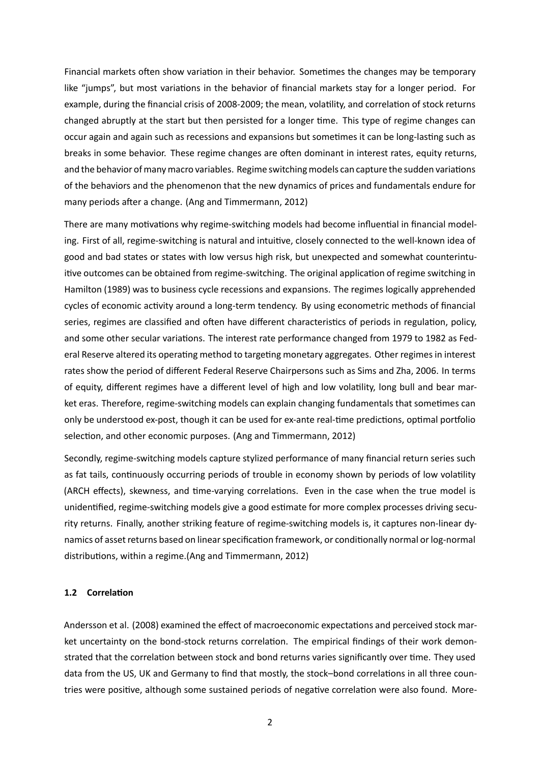Financial markets often show variation in their behavior. Sometimes the changes may be temporary like "jumps", but most variations in the behavior of financial markets stay for a longer period. For example, during the financial crisis of 2008-2009; the mean, volatility, and correlation of stock returns changed abruptly at the start but then persisted for a longer time. This type of regime changes can occur again and again such as recessions and expansions but sometimes it can be long-lasting such as breaks in some behavior. These regime changes are often dominant in interest rates, equity returns, and the behavior of many macro variables. Regime switching models can capture the sudden variations of the behaviors and the phenomenon that the new dynamics of prices and fundamentals endure for many periods after a change. (Ang and Timmermann, 2012)

There are many motivations why regime-switching models had become influential in financial modeling. First of all, regime-switching is natural and intuitive, closely connected to the well-known idea of good and bad states or states with low versus high risk, but unexpected and somewhat counterintuitive outcomes can be obtained from regime-switching. The original application of regime switching in Hamilton (1989) was to business cycle recessions and expansions. The regimes logically apprehended cycles of economic activity around a long-term tendency. By using econometric methods of financial series, regimes are classified and often have different characteristics of periods in regulation, policy, and some other secular variations. The interest rate performance changed from 1979 to 1982 as Federal Reserve altered its operating method to targeting monetary aggregates. Other regimes in interest rates show the period of different Federal Reserve Chairpersons such as Sims and Zha, 2006. In terms of equity, different regimes have a different level of high and low volatility, long bull and bear market eras. Therefore, regime-switching models can explain changing fundamentals that sometimes can only be understood ex-post, though it can be used for ex-ante real-time predictions, optimal portfolio selection, and other economic purposes. (Ang and Timmermann, 2012)

Secondly, regime-switching models capture stylized performance of many financial return series such as fat tails, continuously occurring periods of trouble in economy shown by periods of low volatility (ARCH effects), skewness, and time-varying correlations. Even in the case when the true model is unidentified, regime-switching models give a good estimate for more complex processes driving security returns. Finally, another striking feature of regime-switching models is, it captures non-linear dynamics of asset returns based on linear specification framework, or conditionally normal or log-normal distributions, within a regime.(Ang and Timmermann, 2012)

### 1.2 Correlation

Andersson et al. (2008) examined the effect of macroeconomic expectations and perceived stock market uncertainty on the bond-stock returns correlation. The empirical findings of their work demonstrated that the correlation between stock and bond returns varies significantly over time. They used data from the US, UK and Germany to find that mostly, the stock–bond correlations in all three countries were positive, although some sustained periods of negative correlation were also found. More-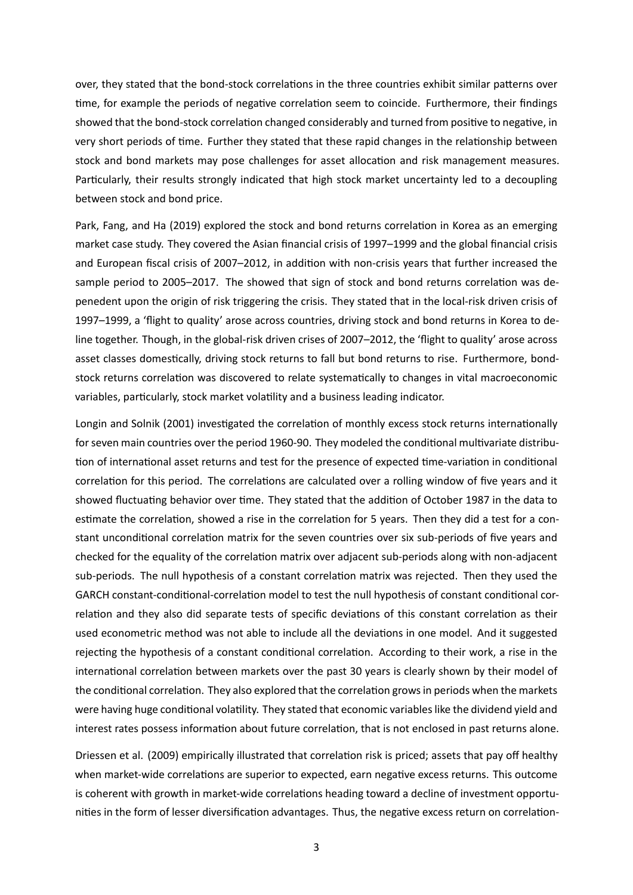over, they stated that the bond-stock correlations in the three countries exhibit similar patterns over time, for example the periods of negative correlation seem to coincide. Furthermore, their findings showed that the bond-stock correlation changed considerably and turned from positive to negative, in very short periods of time. Further they stated that these rapid changes in the relationship between stock and bond markets may pose challenges for asset allocation and risk management measures. Particularly, their results strongly indicated that high stock market uncertainty led to a decoupling between stock and bond price.

Park, Fang, and Ha (2019) explored the stock and bond returns correlation in Korea as an emerging market case study. They covered the Asian financial crisis of 1997–1999 and the global financial crisis and European fiscal crisis of 2007–2012, in addition with non-crisis years that further increased the sample period to 2005–2017. The showed that sign of stock and bond returns correlation was depenedent upon the origin of risk triggering the crisis. They stated that in the local-risk driven crisis of 1997–1999, a 'flight to quality' arose across countries, driving stock and bond returns in Korea to deline together. Though, in the global-risk driven crises of 2007–2012, the 'flight to quality' arose across asset classes domestically, driving stock returns to fall but bond returns to rise. Furthermore, bond-stock returns correlation was discovered to relate systematically to changes in vital macroeconomic variables, particularly, stock market volatility and a business leading indicator.

Longin and Solnik (2001) investigated the correlation of monthly excess stock returns internationally for seven main countries over the period 1960-90. They modeled the conditional multivariate distribution of international asset returns and test for the presence of expected time-variation in conditional correlation for this period. The correlations are calculated over a rolling window of five years and it showed fluctuating behavior over time. They stated that the addition of October 1987 in the data to estimate the correlation, showed a rise in the correlation for 5 years. Then they did a test for a constant unconditional correlation matrix for the seven countries over six sub-periods of five years and checked for the equality of the correlation matrix over adjacent sub-periods along with non-adjacent sub-periods. The null hypothesis of a constant correlation matrix was rejected. Then they used the GARCH constant-conditional-correlation model to test the null hypothesis of constant conditional correlation and they also did separate tests of specific deviations of this constant correlation as their used econometric method was not able to include all the deviations in one model. And it suggested rejecting the hypothesis of a constant conditional correlation. According to their work, a rise in the international correlation between markets over the past 30 years is clearly shown by their model of the conditional correlation. They also explored that the correlation grows in periods when the markets were having huge conditional volatility. They stated that economic variables like the dividend yield and interest rates possess information about future correlation, that is not enclosed in past returns alone.

Driessen et al. (2009) empirically illustrated that correlation risk is priced; assets that pay off healthy when market-wide correlations are superior to expected, earn negative excess returns. This outcome is coherent with growth in market-wide correlations heading toward a decline of investment opportunities in the form of lesser diversification advantages. Thus, the negative excess return on correlation-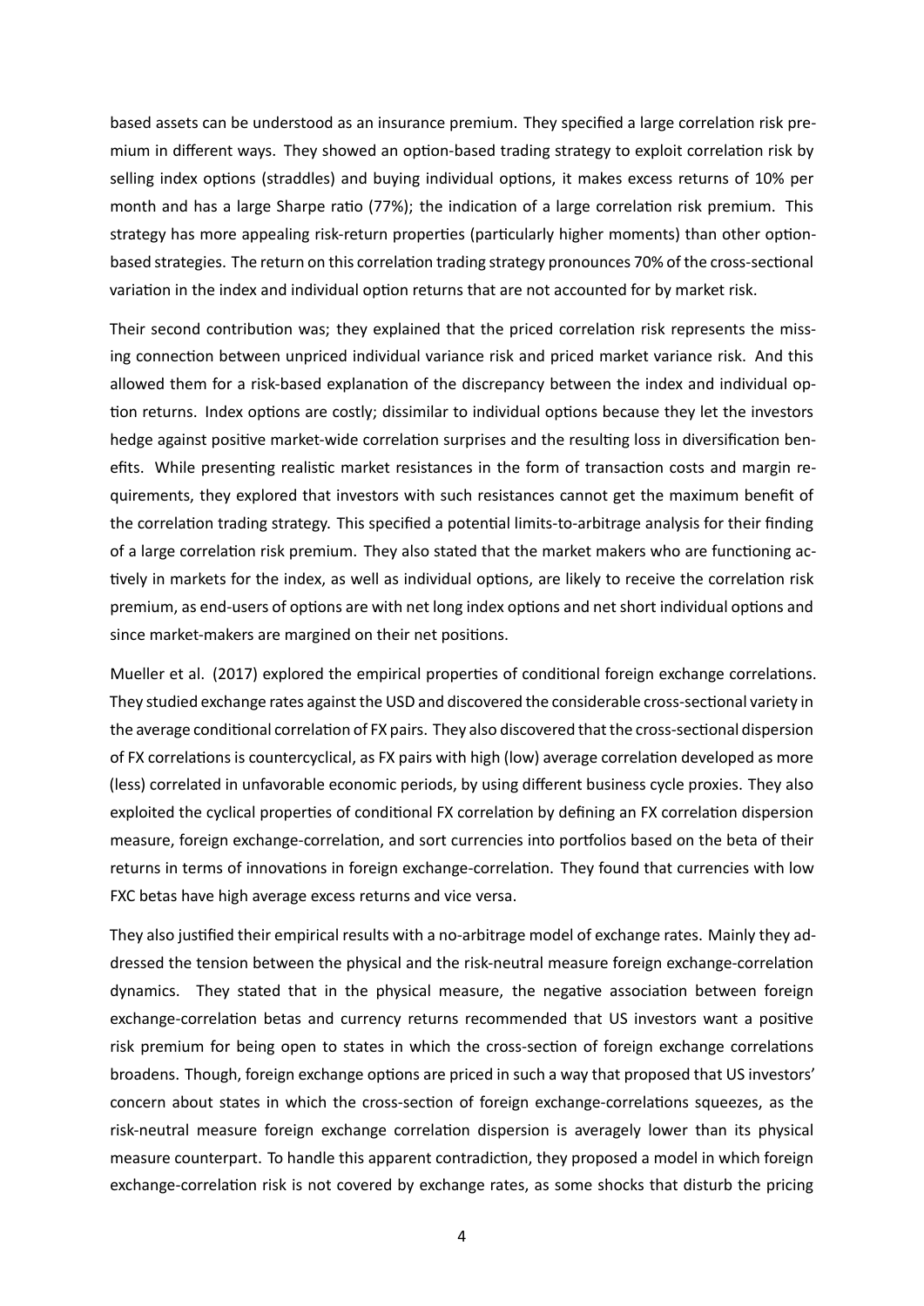based assets can be understood as an insurance premium. They specified a large correlation risk premium in different ways. They showed an option-based trading strategy to exploit correlation risk by selling index options (straddles) and buying individual options, it makes excess returns of 10% per month and has a large Sharpe ratio (77%); the indication of a large correlation risk premium. This strategy has more appealing risk-return properties (particularly higher moments) than other option-based strategies. The return on this correlation trading strategy pronounces 70% of the cross-sectional variation in the index and individual option returns that are not accounted for by market risk.

Their second contribution was; they explained that the priced correlation risk represents the missing connection between unpriced individual variance risk and priced market variance risk. And this allowed them for a risk-based explanation of the discrepancy between the index and individual option returns. Index options are costly; dissimilar to individual options because they let the investors hedge against positive market-wide correlation surprises and the resulting loss in diversification benefits. While presenting realistic market resistances in the form of transaction costs and margin requirements, they explored that investors with such resistances cannot get the maximum benefit of the correlation trading strategy. This specified a potential limits-to-arbitrage analysis for their finding of a large correlation risk premium. They also stated that the market makers who are functioning actively in markets for the index, as well as individual options, are likely to receive the correlation risk premium, as end-users of options are with net long index options and net short individual options and since market-makers are margined on their net positions.

Mueller et al. (2017) explored the empirical properties of conditional foreign exchange correlations. They studied exchange rates against the USD and discovered the considerable cross-sectional variety in the average conditional correlation of FX pairs. They also discovered that the cross-sectional dispersion of FX correlations is countercyclical, as FX pairs with high (low) average correlation developed as more (less) correlated in unfavorable economic periods, by using different business cycle proxies. They also exploited the cyclical properties of conditional FX correlation by defining an FX correlation dispersion measure, foreign exchange-correlation, and sort currencies into portfolios based on the beta of their returns in terms of innovations in foreign exchange-correlation. They found that currencies with low FXC betas have high average excess returns and vice versa.

They also justified their empirical results with a no-arbitrage model of exchange rates. Mainly they addressed the tension between the physical and the risk-neutral measure foreign exchange-correlation dynamics. They stated that in the physical measure, the negative association between foreign exchange-correlation betas and currency returns recommended that US investors want a positive risk premium for being open to states in which the cross-section of foreign exchange correlations broadens. Though, foreign exchange options are priced in such a way that proposed that US investors' concern about states in which the cross-section of foreign exchange-correlations squeezes, as the risk-neutral measure foreign exchange correlation dispersion is averagely lower than its physical measure counterpart. To handle this apparent contradiction, they proposed a model in which foreign exchange-correlation risk is not covered by exchange rates, as some shocks that disturb the pricing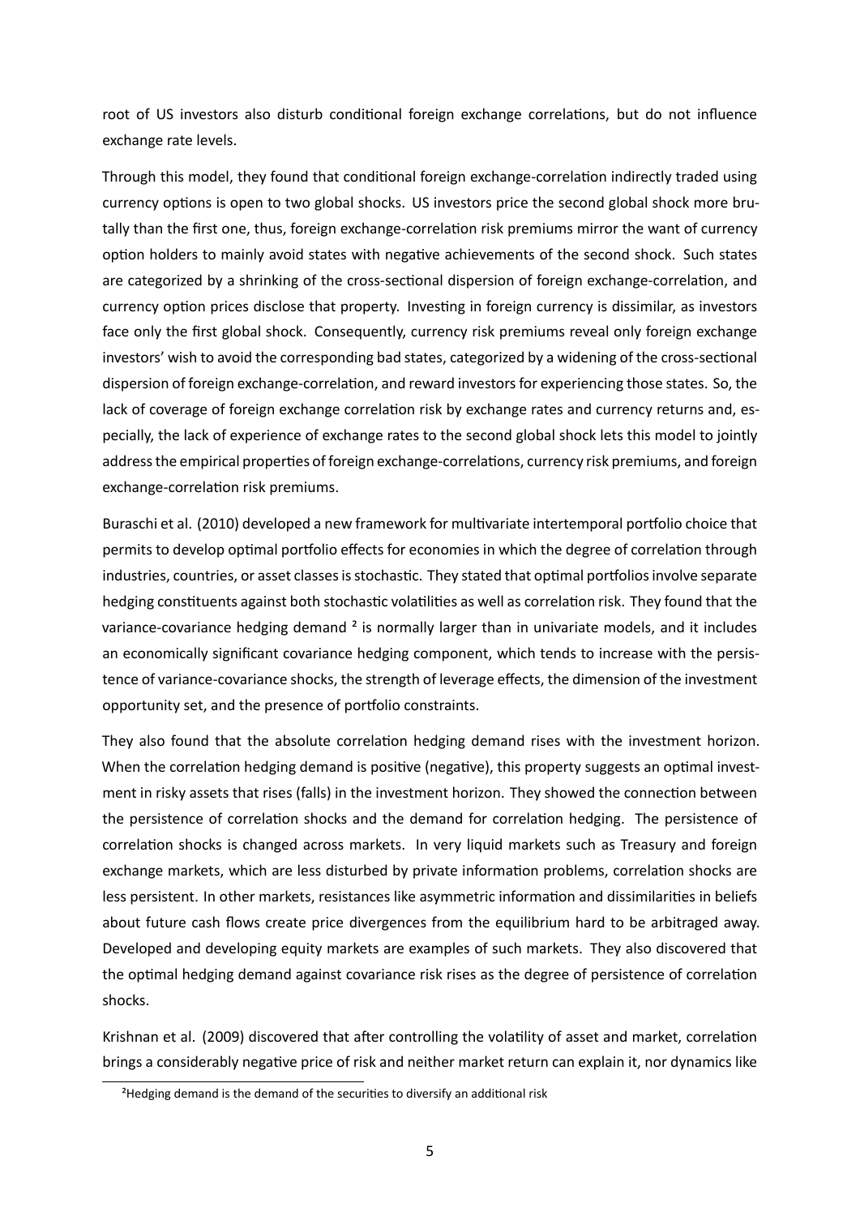root of US investors also disturb conditional foreign exchange correlations, but do not influence exchange rate levels.

Through this model, they found that conditional foreign exchange-correlation indirectly traded using currency options is open to two global shocks. US investors price the second global shock more brutally than the first one, thus, foreign exchange-correlation risk premiums mirror the want of currency option holders to mainly avoid states with negative achievements of the second shock. Such states are categorized by a shrinking of the cross-sectional dispersion of foreign exchange-correlation, and currency option prices disclose that property. Investing in foreign currency is dissimilar, as investors face only the first global shock. Consequently, currency risk premiums reveal only foreign exchange investors' wish to avoid the corresponding bad states, categorized by a widening of the cross-sectional dispersion of foreign exchange-correlation, and reward investors for experiencing those states. So, the lack of coverage of foreign exchange correlation risk by exchange rates and currency returns and, especially, the lack of experience of exchange rates to the second global shock lets this model to jointly address the empirical properties of foreign exchange-correlations, currency risk premiums, and foreign exchange-correlation risk premiums.

Buraschi et al. (2010) developed a new framework for multivariate intertemporal portfolio choice that permits to develop optimal portfolio effects for economies in which the degree of correlation through industries, countries, or asset classes is stochastic. They stated that optimal portfolios involve separate hedging constituents against both stochastic volatilities as well as correlation risk. They found that the variance-covariance hedging demand [2] is normally larger than in univariate models, and it includes an economically significant covariance hedging component, which tends to increase with the persistence of variance-covariance shocks, the strength of leverage effects, the dimension of the investment opportunity set, and the presence of portfolio constraints.

They also found that the absolute correlation hedging demand rises with the investment horizon. When the correlation hedging demand is positive (negative), this property suggests an optimal investment in risky assets that rises (falls) in the investment horizon. They showed the connection between the persistence of correlation shocks and the demand for correlation hedging. The persistence of correlation shocks is changed across markets. In very liquid markets such as Treasury and foreign exchange markets, which are less disturbed by private information problems, correlation shocks are less persistent. In other markets, resistances like asymmetric information and dissimilarities in beliefs about future cash flows create price divergences from the equilibrium hard to be arbitraged away. Developed and developing equity markets are examples of such markets. They also discovered that the optimal hedging demand against covariance risk rises as the degree of persistence of correlation shocks.

Krishnan et al. (2009) discovered that after controlling the volatility of asset and market, correlation brings a considerably negative price of risk and neither market return can explain it, nor dynamics like

[2] Hedging demand is the demand of the securities to diversify an additional risk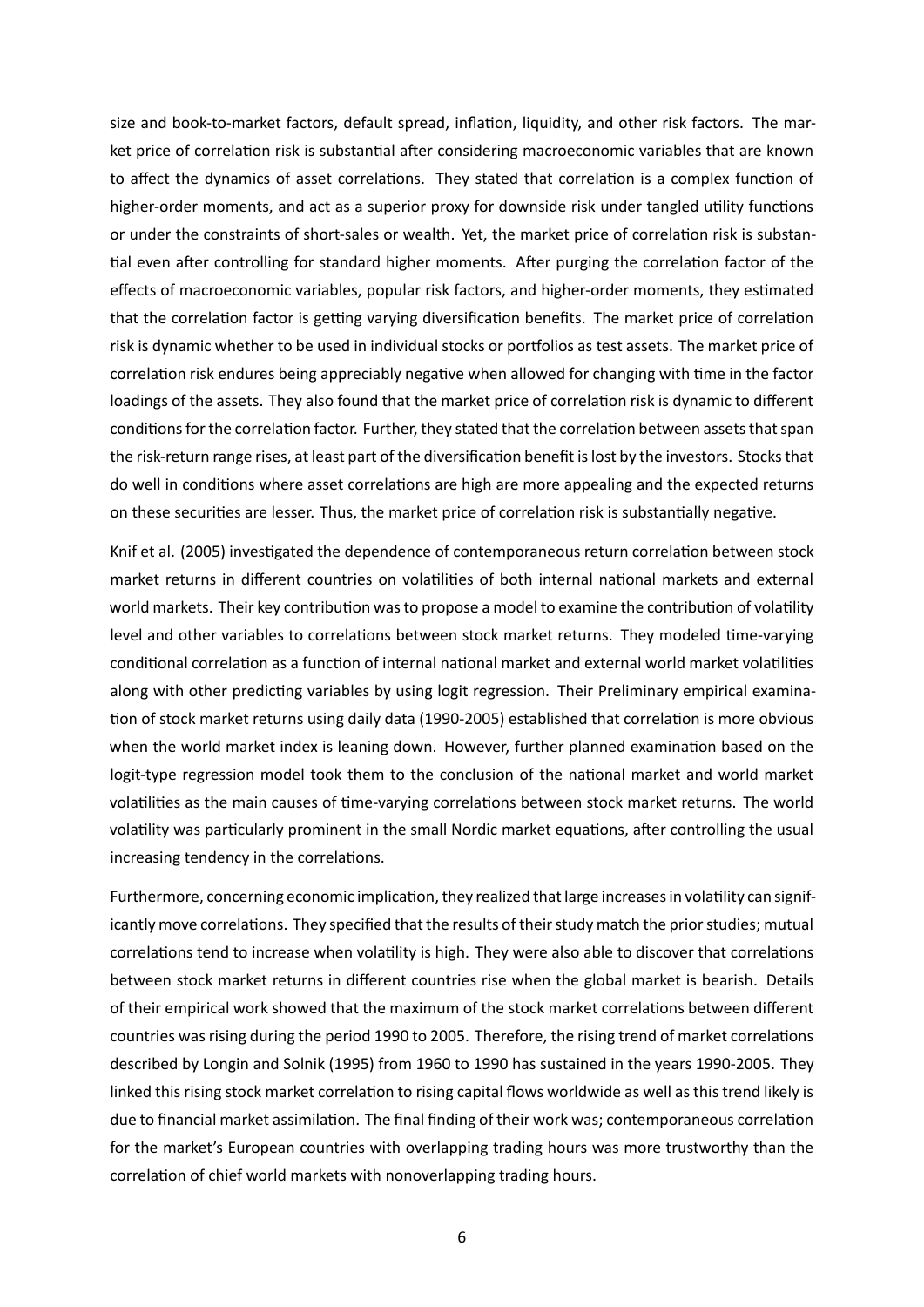size and book-to-market factors, default spread, inflation, liquidity, and other risk factors. The market price of correlation risk is substantial after considering macroeconomic variables that are known to affect the dynamics of asset correlations. They stated that correlation is a complex function of higher-order moments, and act as a superior proxy for downside risk under tangled utility functions or under the constraints of short-sales or wealth. Yet, the market price of correlation risk is substantial even after controlling for standard higher moments. After purging the correlation factor of the effects of macroeconomic variables, popular risk factors, and higher-order moments, they estimated that the correlation factor is getting varying diversification benefits. The market price of correlation risk is dynamic whether to be used in individual stocks or portfolios as test assets. The market price of correlation risk endures being appreciably negative when allowed for changing with time in the factor loadings of the assets. They also found that the market price of correlation risk is dynamic to different conditions for the correlation factor. Further, they stated that the correlation between assets that span the risk-return range rises, at least part of the diversification benefit is lost by the investors. Stocks that do well in conditions where asset correlations are high are more appealing and the expected returns on these securities are lesser. Thus, the market price of correlation risk is substantially negative.

Knif et al. (2005) investigated the dependence of contemporaneous return correlation between stock market returns in different countries on volatilities of both internal national markets and external world markets. Their key contribution was to propose a model to examine the contribution of volatility level and other variables to correlations between stock market returns. They modeled time-varying conditional correlation as a function of internal national market and external world market volatilities along with other predicting variables by using logit regression. Their Preliminary empirical examination of stock market returns using daily data (1990-2005) established that correlation is more obvious when the world market index is leaning down. However, further planned examination based on the logit-type regression model took them to the conclusion of the national market and world market volatilities as the main causes of time-varying correlations between stock market returns. The world volatility was particularly prominent in the small Nordic market equations, after controlling the usual increasing tendency in the correlations.

Furthermore, concerning economic implication, they realized that large increases in volatility can significantly move correlations. They specified that the results of their study match the prior studies; mutual correlations tend to increase when volatility is high. They were also able to discover that correlations between stock market returns in different countries rise when the global market is bearish. Details of their empirical work showed that the maximum of the stock market correlations between different countries was rising during the period 1990 to 2005. Therefore, the rising trend of market correlations described by Longin and Solnik (1995) from 1960 to 1990 has sustained in the years 1990-2005. They linked this rising stock market correlation to rising capital flows worldwide as well as this trend likely is due to financial market assimilation. The final finding of their work was; contemporaneous correlation for the market's European countries with overlapping trading hours was more trustworthy than the correlation of chief world markets with nonoverlapping trading hours.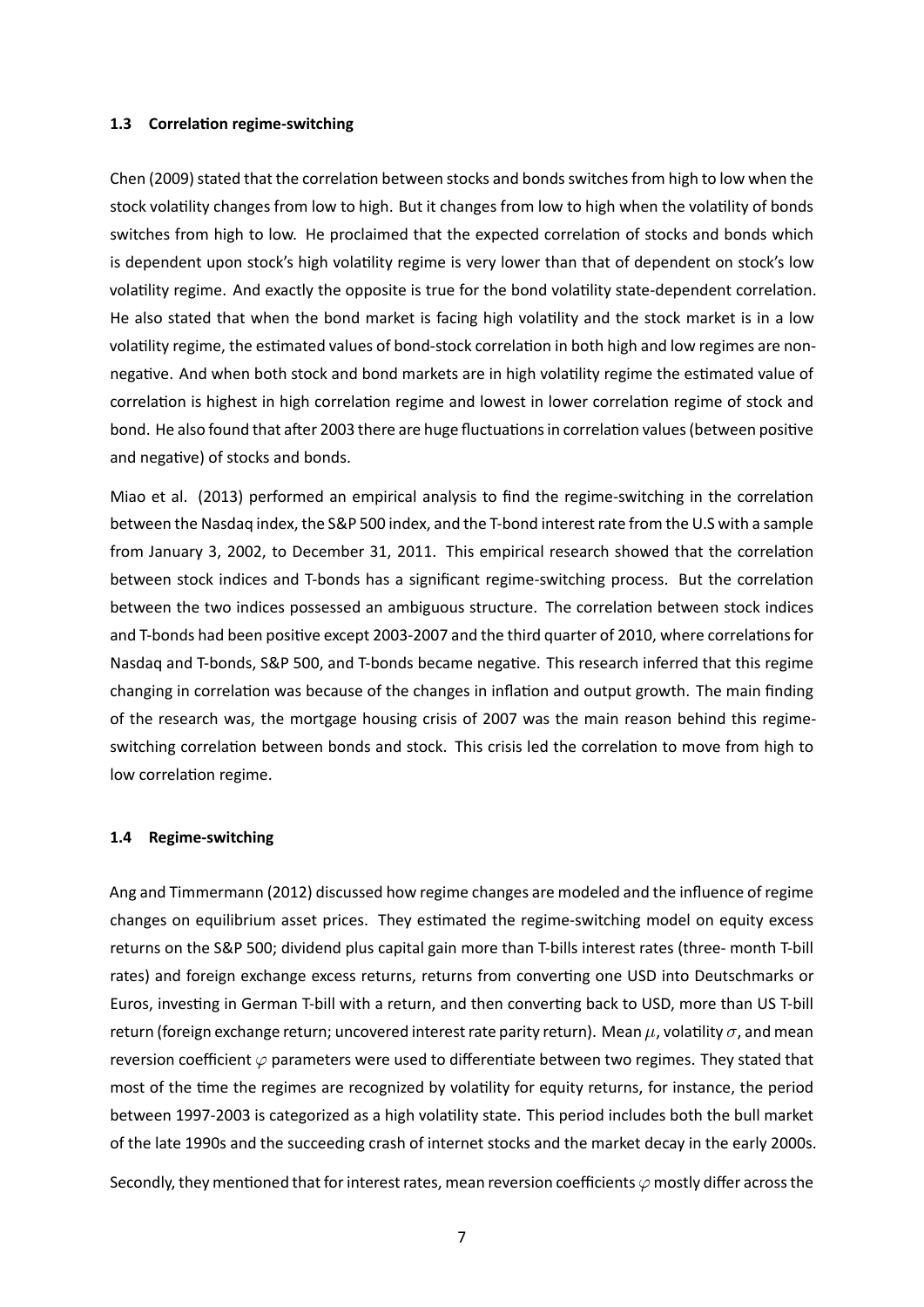### 1.3 Correlation regime-switching

Chen (2009) stated that the correlation between stocks and bonds switches from high to low when the stock volatility changes from low to high. But it changes from low to high when the volatility of bonds switches from high to low. He proclaimed that the expected correlation of stocks and bonds which is dependent upon stock's high volatility regime is very lower than that of dependent on stock's low volatility regime. And exactly the opposite is true for the bond volatility state-dependent correlation. He also stated that when the bond market is facing high volatility and the stock market is in a low volatility regime, the estimated values of bond-stock correlation in both high and low regimes are non-negative. And when both stock and bond markets are in high volatility regime the estimated value of correlation is highest in high correlation regime and lowest in lower correlation regime of stock and bond. He also found that after 2003 there are huge fluctuations in correlation values (between positive and negative) of stocks and bonds.

Miao et al. (2013) performed an empirical analysis to find the regime-switching in the correlation between the Nasdaq index, the S&P 500 index, and the T-bond interest rate from the U.S with a sample from January 3, 2002, to December 31, 2011. This empirical research showed that the correlation between stock indices and T-bonds has a significant regime-switching process. But the correlation between the two indices possessed an ambiguous structure. The correlation between stock indices and T-bonds had been positive except 2003-2007 and the third quarter of 2010, where correlations for Nasdaq and T-bonds, S&P 500, and T-bonds became negative. This research inferred that this regime changing in correlation was because of the changes in inflation and output growth. The main finding of the research was, the mortgage housing crisis of 2007 was the main reason behind this regime-switching correlation between bonds and stock. This crisis led the correlation to move from high to low correlation regime.

### 1.4 Regime-switching

Ang and Timmermann (2012) discussed how regime changes are modeled and the influence of regime changes on equilibrium asset prices. They estimated the regime-switching model on equity excess returns on the S&P 500; dividend plus capital gain more than T-bills interest rates (three- month T-bill rates) and foreign exchange excess returns, returns from converting one USD into Deutschmarks or Euros, investing in German T-bill with a return, and then converting back to USD, more than US T-bill return (foreign exchange return; uncovered interest rate parity return). Mean $\mu$, volatility $\sigma$, and mean reversion coefficient $\varphi$ parameters were used to differentiate between two regimes. They stated that most of the time the regimes are recognized by volatility for equity returns, for instance, the period between 1997-2003 is categorized as a high volatility state. This period includes both the bull market of the late 1990s and the succeeding crash of internet stocks and the market decay in the early 2000s.

Secondly, they mentioned that for interest rates, mean reversion coefficients $\varphi$ mostly differ across the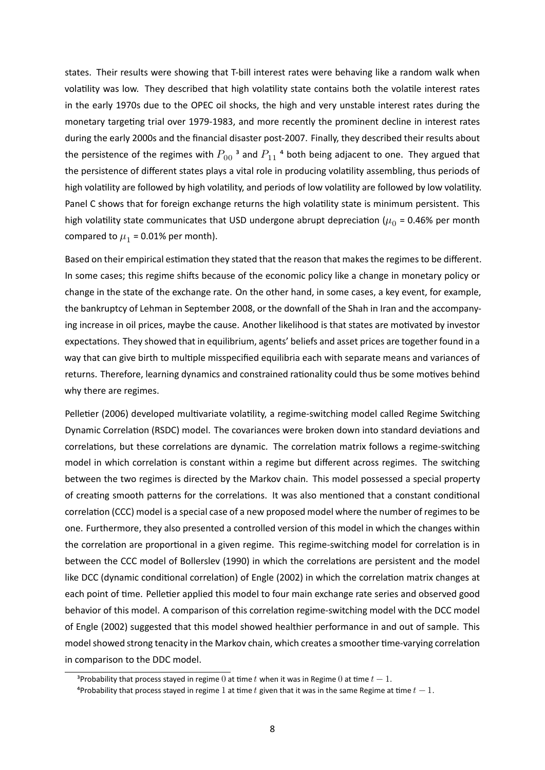states. Their results were showing that T-bill interest rates were behaving like a random walk when volatility was low. They described that high volatility state contains both the volatile interest rates in the early 1970s due to the OPEC oil shocks, the high and very unstable interest rates during the monetary targeting trial over 1979-1983, and more recently the prominent decline in interest rates during the early 2000s and the financial disaster post-2007. Finally, they described their results about the persistence of the regimes with $P_{00}$ [3] and $P_{11}$ [4] both being adjacent to one. They argued that the persistence of different states plays a vital role in producing volatility assembling, thus periods of high volatility are followed by high volatility, and periods of low volatility are followed by low volatility. Panel C shows that for foreign exchange returns the high volatility state is minimum persistent. This high volatility state communicates that USD undergone abrupt depreciation ($\mu_0$ = 0.46% per month compared to $\mu_1$ = 0.01% per month).

Based on their empirical estimation they stated that the reason that makes the regimes to be different. In some cases; this regime shifts because of the economic policy like a change in monetary policy or change in the state of the exchange rate. On the other hand, in some cases, a key event, for example, the bankruptcy of Lehman in September 2008, or the downfall of the Shah in Iran and the accompanying increase in oil prices, maybe the cause. Another likelihood is that states are motivated by investor expectations. They showed that in equilibrium, agents' beliefs and asset prices are together found in a way that can give birth to multiple misspecified equilibria each with separate means and variances of returns. Therefore, learning dynamics and constrained rationality could thus be some motives behind why there are regimes.

Pelletier (2006) developed multivariate volatility, a regime-switching model called Regime Switching Dynamic Correlation (RSDC) model. The covariances were broken down into standard deviations and correlations, but these correlations are dynamic. The correlation matrix follows a regime-switching model in which correlation is constant within a regime but different across regimes. The switching between the two regimes is directed by the Markov chain. This model possessed a special property of creating smooth patterns for the correlations. It was also mentioned that a constant conditional correlation (CCC) model is a special case of a new proposed model where the number of regimes to be one. Furthermore, they also presented a controlled version of this model in which the changes within the correlation are proportional in a given regime. This regime-switching model for correlation is in between the CCC model of Bollerslev (1990) in which the correlations are persistent and the model like DCC (dynamic conditional correlation) of Engle (2002) in which the correlation matrix changes at each point of time. Pelletier applied this model to four main exchange rate series and observed good behavior of this model. A comparison of this correlation regime-switching model with the DCC model of Engle (2002) suggested that this model showed healthier performance in and out of sample. This model showed strong tenacity in the Markov chain, which creates a smoother time-varying correlation in comparison to the DDC model.

[3] Probability that process stayed in regime $0$ at time $t$ when it was in Regime $0$ at time $t-1$.

[4] Probability that process stayed in regime $1$ at time $t$ given that it was in the same Regime at time $t-1$.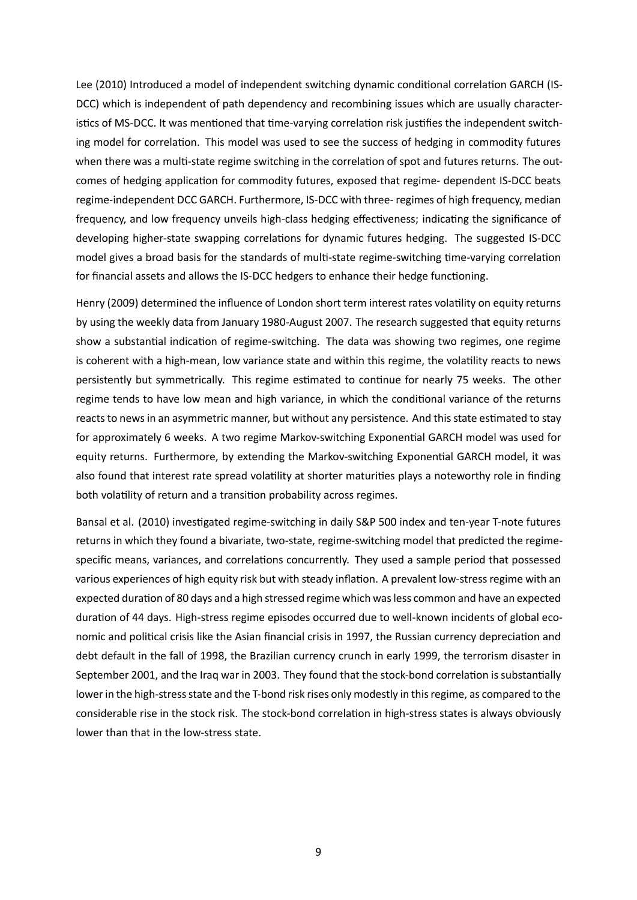Lee (2010) Introduced a model of independent switching dynamic conditional correlation GARCH (IS-DCC) which is independent of path dependency and recombining issues which are usually characteristics of MS-DCC. It was mentioned that time-varying correlation risk justifies the independent switching model for correlation. This model was used to see the success of hedging in commodity futures when there was a multi-state regime switching in the correlation of spot and futures returns. The outcomes of hedging application for commodity futures, exposed that regime- dependent IS-DCC beats regime-independent DCC GARCH. Furthermore, IS-DCC with three- regimes of high frequency, median frequency, and low frequency unveils high-class hedging effectiveness; indicating the significance of developing higher-state swapping correlations for dynamic futures hedging. The suggested IS-DCC model gives a broad basis for the standards of multi-state regime-switching time-varying correlation for financial assets and allows the IS-DCC hedgers to enhance their hedge functioning.

Henry (2009) determined the influence of London short term interest rates volatility on equity returns by using the weekly data from January 1980-August 2007. The research suggested that equity returns show a substantial indication of regime-switching. The data was showing two regimes, one regime is coherent with a high-mean, low variance state and within this regime, the volatility reacts to news persistently but symmetrically. This regime estimated to continue for nearly 75 weeks. The other regime tends to have low mean and high variance, in which the conditional variance of the returns reacts to news in an asymmetric manner, but without any persistence. And this state estimated to stay for approximately 6 weeks. A two regime Markov-switching Exponential GARCH model was used for equity returns. Furthermore, by extending the Markov-switching Exponential GARCH model, it was also found that interest rate spread volatility at shorter maturities plays a noteworthy role in finding both volatility of return and a transition probability across regimes.

Bansal et al. (2010) investigated regime-switching in daily S&P 500 index and ten-year T-note futures returns in which they found a bivariate, two-state, regime-switching model that predicted the regime-specific means, variances, and correlations concurrently. They used a sample period that possessed various experiences of high equity risk but with steady inflation. A prevalent low-stress regime with an expected duration of 80 days and a high stressed regime which was less common and have an expected duration of 44 days. High-stress regime episodes occurred due to well-known incidents of global economic and political crisis like the Asian financial crisis in 1997, the Russian currency depreciation and debt default in the fall of 1998, the Brazilian currency crunch in early 1999, the terrorism disaster in September 2001, and the Iraq war in 2003. They found that the stock-bond correlation is substantially lower in the high-stress state and the T-bond risk rises only modestly in this regime, as compared to the considerable rise in the stock risk. The stock-bond correlation in high-stress states is always obviously lower than that in the low-stress state.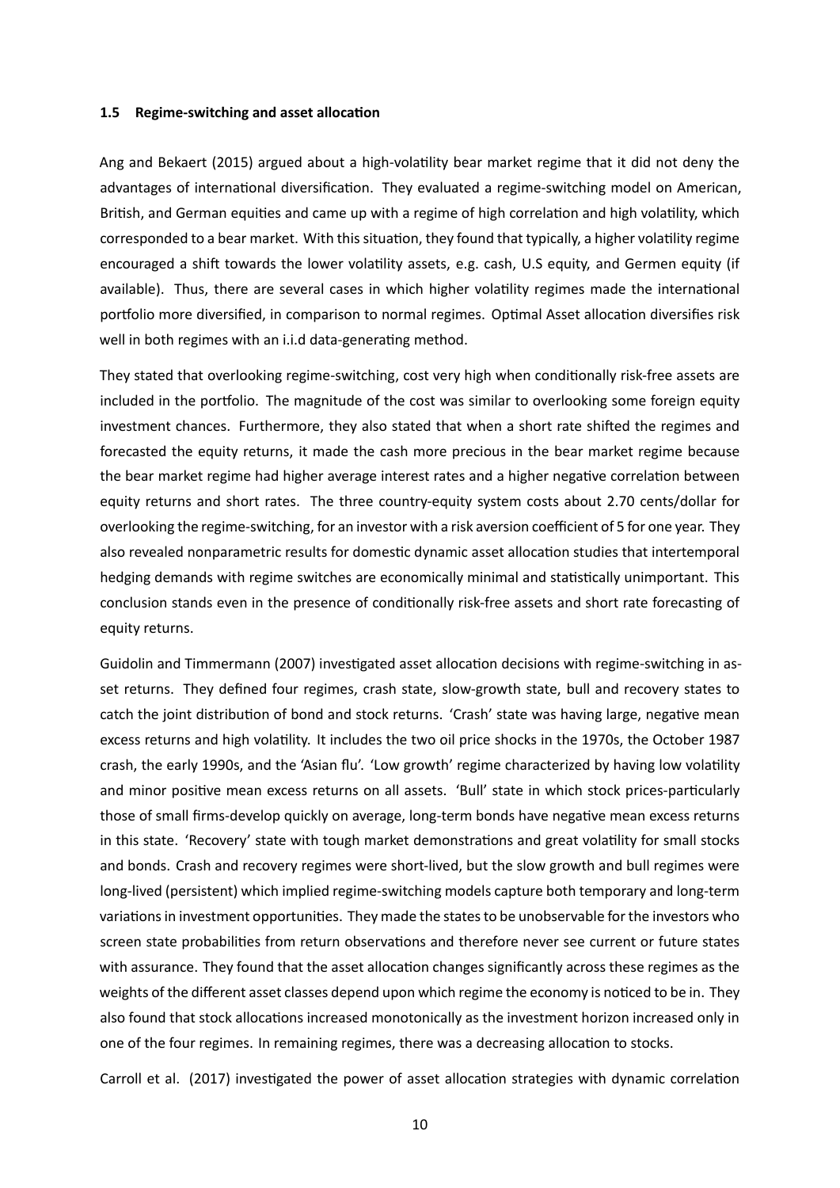### 1.5 Regime-switching and asset allocation

Ang and Bekaert (2015) argued about a high-volatility bear market regime that it did not deny the advantages of international diversification. They evaluated a regime-switching model on American, British, and German equities and came up with a regime of high correlation and high volatility, which corresponded to a bear market. With this situation, they found that typically, a higher volatility regime encouraged a shift towards the lower volatility assets, e.g. cash, U.S equity, and Germen equity (if available). Thus, there are several cases in which higher volatility regimes made the international portfolio more diversified, in comparison to normal regimes. Optimal Asset allocation diversifies risk well in both regimes with an i.i.d data-generating method.

They stated that overlooking regime-switching, cost very high when conditionally risk-free assets are included in the portfolio. The magnitude of the cost was similar to overlooking some foreign equity investment chances. Furthermore, they also stated that when a short rate shifted the regimes and forecasted the equity returns, it made the cash more precious in the bear market regime because the bear market regime had higher average interest rates and a higher negative correlation between equity returns and short rates. The three country-equity system costs about 2.70 cents/dollar for overlooking the regime-switching, for an investor with a risk aversion coefficient of 5 for one year. They also revealed nonparametric results for domestic dynamic asset allocation studies that intertemporal hedging demands with regime switches are economically minimal and statistically unimportant. This conclusion stands even in the presence of conditionally risk-free assets and short rate forecasting of equity returns.

Guidolin and Timmermann (2007) investigated asset allocation decisions with regime-switching in asset returns. They defined four regimes, crash state, slow-growth state, bull and recovery states to catch the joint distribution of bond and stock returns. 'Crash' state was having large, negative mean excess returns and high volatility. It includes the two oil price shocks in the 1970s, the October 1987 crash, the early 1990s, and the 'Asian flu'. 'Low growth' regime characterized by having low volatility and minor positive mean excess returns on all assets. 'Bull' state in which stock prices-particularly those of small firms-develop quickly on average, long-term bonds have negative mean excess returns in this state. 'Recovery' state with tough market demonstrations and great volatility for small stocks and bonds. Crash and recovery regimes were short-lived, but the slow growth and bull regimes were long-lived (persistent) which implied regime-switching models capture both temporary and long-term variations in investment opportunities. They made the states to be unobservable for the investors who screen state probabilities from return observations and therefore never see current or future states with assurance. They found that the asset allocation changes significantly across these regimes as the weights of the different asset classes depend upon which regime the economy is noticed to be in. They also found that stock allocations increased monotonically as the investment horizon increased only in one of the four regimes. In remaining regimes, there was a decreasing allocation to stocks.

Carroll et al. (2017) investigated the power of asset allocation strategies with dynamic correlation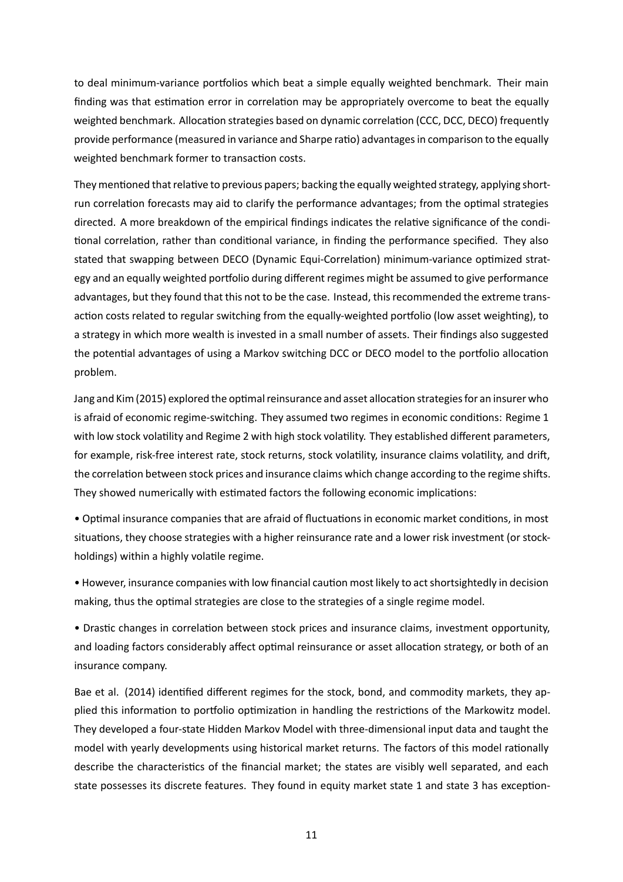to deal minimum-variance portfolios which beat a simple equally weighted benchmark. Their main finding was that estimation error in correlation may be appropriately overcome to beat the equally weighted benchmark. Allocation strategies based on dynamic correlation (CCC, DCC, DECO) frequently provide performance (measured in variance and Sharpe ratio) advantages in comparison to the equally weighted benchmark former to transaction costs.

They mentioned that relative to previous papers; backing the equally weighted strategy, applying short-run correlation forecasts may aid to clarify the performance advantages; from the optimal strategies directed. A more breakdown of the empirical findings indicates the relative significance of the conditional correlation, rather than conditional variance, in finding the performance specified. They also stated that swapping between DECO (Dynamic Equi-Correlation) minimum-variance optimized strategy and an equally weighted portfolio during different regimes might be assumed to give performance advantages, but they found that this not to be the case. Instead, this recommended the extreme transaction costs related to regular switching from the equally-weighted portfolio (low asset weighting), to a strategy in which more wealth is invested in a small number of assets. Their findings also suggested the potential advantages of using a Markov switching DCC or DECO model to the portfolio allocation problem.

Jang and Kim (2015) explored the optimal reinsurance and asset allocation strategies for an insurer who is afraid of economic regime-switching. They assumed two regimes in economic conditions: Regime 1 with low stock volatility and Regime 2 with high stock volatility. They established different parameters, for example, risk-free interest rate, stock returns, stock volatility, insurance claims volatility, and drift, the correlation between stock prices and insurance claims which change according to the regime shifts. They showed numerically with estimated factors the following economic implications:

• Optimal insurance companies that are afraid of fluctuations in economic market conditions, in most situations, they choose strategies with a higher reinsurance rate and a lower risk investment (or stock-holdings) within a highly volatile regime.

• However, insurance companies with low financial caution most likely to act shortsightedly in decision making, thus the optimal strategies are close to the strategies of a single regime model.

• Drastic changes in correlation between stock prices and insurance claims, investment opportunity, and loading factors considerably affect optimal reinsurance or asset allocation strategy, or both of an insurance company.

Bae et al. (2014) identified different regimes for the stock, bond, and commodity markets, they applied this information to portfolio optimization in handling the restrictions of the Markowitz model. They developed a four-state Hidden Markov Model with three-dimensional input data and taught the model with yearly developments using historical market returns. The factors of this model rationally describe the characteristics of the financial market; the states are visibly well separated, and each state possesses its discrete features. They found in equity market state 1 and state 3 has exception-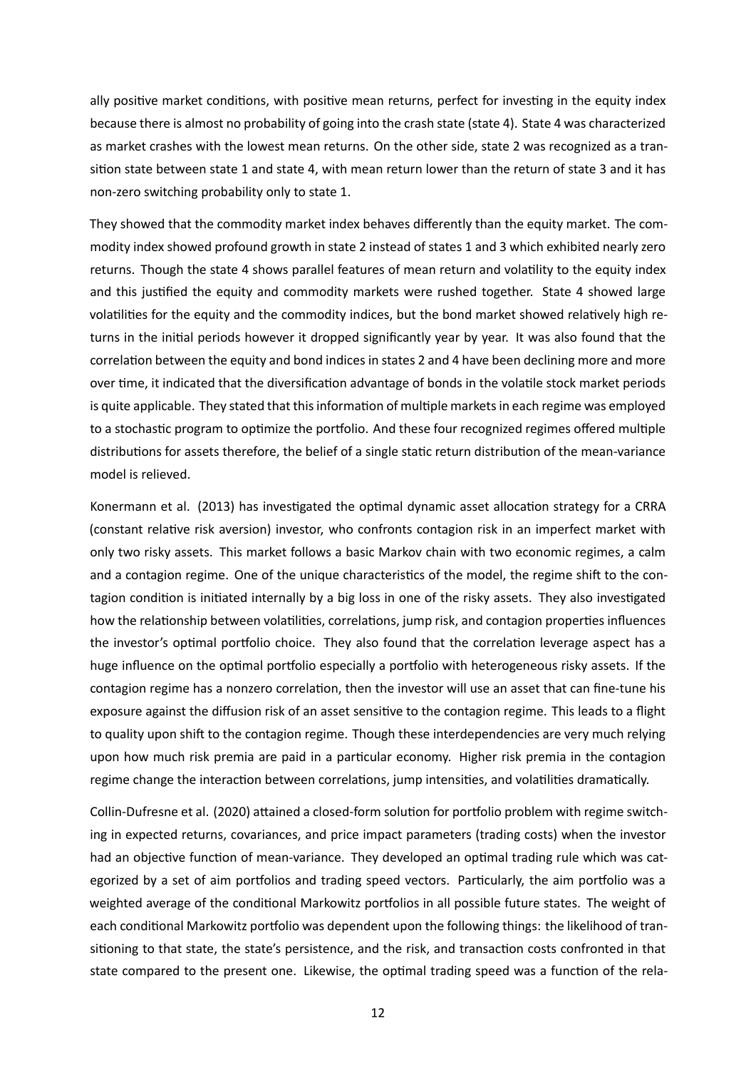ally positive market conditions, with positive mean returns, perfect for investing in the equity index because there is almost no probability of going into the crash state (state 4). State 4 was characterized as market crashes with the lowest mean returns. On the other side, state 2 was recognized as a transition state between state 1 and state 4, with mean return lower than the return of state 3 and it has non-zero switching probability only to state 1.

They showed that the commodity market index behaves differently than the equity market. The commodity index showed profound growth in state 2 instead of states 1 and 3 which exhibited nearly zero returns. Though the state 4 shows parallel features of mean return and volatility to the equity index and this justified the equity and commodity markets were rushed together. State 4 showed large volatilities for the equity and the commodity indices, but the bond market showed relatively high returns in the initial periods however it dropped significantly year by year. It was also found that the correlation between the equity and bond indices in states 2 and 4 have been declining more and more over time, it indicated that the diversification advantage of bonds in the volatile stock market periods is quite applicable. They stated that this information of multiple markets in each regime was employed to a stochastic program to optimize the portfolio. And these four recognized regimes offered multiple distributions for assets therefore, the belief of a single static return distribution of the mean-variance model is relieved.

Konermann et al. (2013) has investigated the optimal dynamic asset allocation strategy for a CRRA (constant relative risk aversion) investor, who confronts contagion risk in an imperfect market with only two risky assets. This market follows a basic Markov chain with two economic regimes, a calm and a contagion regime. One of the unique characteristics of the model, the regime shift to the contagion condition is initiated internally by a big loss in one of the risky assets. They also investigated how the relationship between volatilities, correlations, jump risk, and contagion properties influences the investor's optimal portfolio choice. They also found that the correlation leverage aspect has a huge influence on the optimal portfolio especially a portfolio with heterogeneous risky assets. If the contagion regime has a nonzero correlation, then the investor will use an asset that can fine-tune his exposure against the diffusion risk of an asset sensitive to the contagion regime. This leads to a flight to quality upon shift to the contagion regime. Though these interdependencies are very much relying upon how much risk premia are paid in a particular economy. Higher risk premia in the contagion regime change the interaction between correlations, jump intensities, and volatilities dramatically.

Collin-Dufresne et al. (2020) attained a closed-form solution for portfolio problem with regime switching in expected returns, covariances, and price impact parameters (trading costs) when the investor had an objective function of mean-variance. They developed an optimal trading rule which was categorized by a set of aim portfolios and trading speed vectors. Particularly, the aim portfolio was a weighted average of the conditional Markowitz portfolios in all possible future states. The weight of each conditional Markowitz portfolio was dependent upon the following things: the likelihood of transitioning to that state, the state's persistence, and the risk, and transaction costs confronted in that state compared to the present one. Likewise, the optimal trading speed was a function of the rela-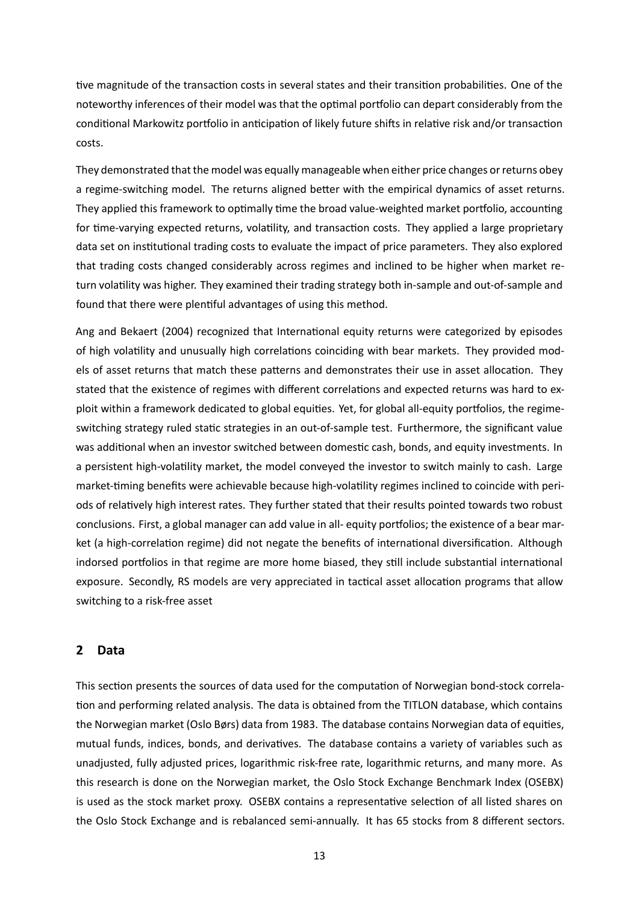tive magnitude of the transaction costs in several states and their transition probabilities. One of the noteworthy inferences of their model was that the optimal portfolio can depart considerably from the conditional Markowitz portfolio in anticipation of likely future shifts in relative risk and/or transaction costs.

They demonstrated that the model was equally manageable when either price changes or returns obey a regime-switching model. The returns aligned better with the empirical dynamics of asset returns. They applied this framework to optimally time the broad value-weighted market portfolio, accounting for time-varying expected returns, volatility, and transaction costs. They applied a large proprietary data set on institutional trading costs to evaluate the impact of price parameters. They also explored that trading costs changed considerably across regimes and inclined to be higher when market return volatility was higher. They examined their trading strategy both in-sample and out-of-sample and found that there were plentiful advantages of using this method.

Ang and Bekaert (2004) recognized that International equity returns were categorized by episodes of high volatility and unusually high correlations coinciding with bear markets. They provided models of asset returns that match these patterns and demonstrates their use in asset allocation. They stated that the existence of regimes with different correlations and expected returns was hard to exploit within a framework dedicated to global equities. Yet, for global all-equity portfolios, the regime-switching strategy ruled static strategies in an out-of-sample test. Furthermore, the significant value was additional when an investor switched between domestic cash, bonds, and equity investments. In a persistent high-volatility market, the model conveyed the investor to switch mainly to cash. Large market-timing benefits were achievable because high-volatility regimes inclined to coincide with periods of relatively high interest rates. They further stated that their results pointed towards two robust conclusions. First, a global manager can add value in all- equity portfolios; the existence of a bear market (a high-correlation regime) did not negate the benefits of international diversification. Although indorsed portfolios in that regime are more home biased, they still include substantial international exposure. Secondly, RS models are very appreciated in tactical asset allocation programs that allow switching to a risk-free asset

## 2 Data

This section presents the sources of data used for the computation of Norwegian bond-stock correlation and performing related analysis. The data is obtained from the TITLON database, which contains the Norwegian market (Oslo Børs) data from 1983. The database contains Norwegian data of equities, mutual funds, indices, bonds, and derivatives. The database contains a variety of variables such as unadjusted, fully adjusted prices, logarithmic risk-free rate, logarithmic returns, and many more. As this research is done on the Norwegian market, the Oslo Stock Exchange Benchmark Index (OSEBX) is used as the stock market proxy. OSEBX contains a representative selection of all listed shares on the Oslo Stock Exchange and is rebalanced semi-annually. It has 65 stocks from 8 different sectors.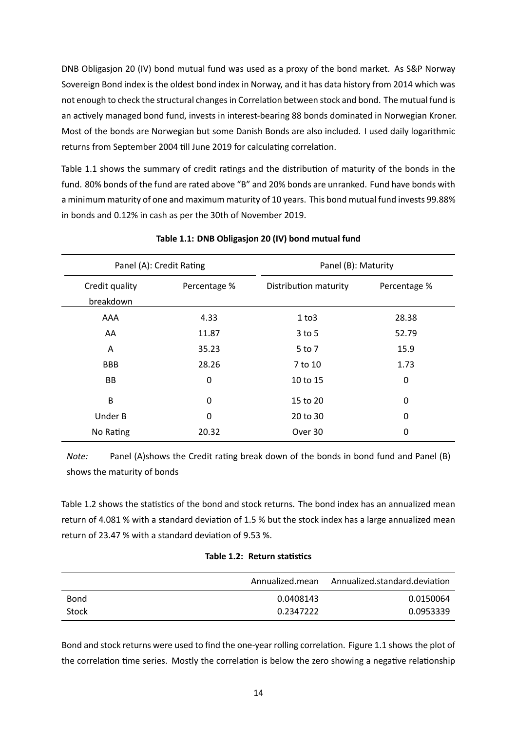DNB Obligasjon 20 (IV) bond mutual fund was used as a proxy of the bond market. As S&P Norway Sovereign Bond index is the oldest bond index in Norway, and it has data history from 2014 which was not enough to check the structural changes in Correlation between stock and bond. The mutual fund is an actively managed bond fund, invests in interest-bearing 88 bonds dominated in Norwegian Kroner. Most of the bonds are Norwegian but some Danish Bonds are also included. I used daily logarithmic returns from September 2004 till June 2019 for calculating correlation.

Table 1.1 shows the summary of credit ratings and the distribution of maturity of the bonds in the fund. 80% bonds of the fund are rated above "B" and 20% bonds are unranked. Fund have bonds with a minimum maturity of one and maximum maturity of 10 years. This bond mutual fund invests 99.88% in bonds and 0.12% in cash as per the 30th of November 2019.

**Table 1.1: DNB Obligasjon 20 (IV) bond mutual fund**

| Panel (A): Credit Rating | | Panel (B): Maturity | |
|---|---|---|---|
| Credit quality breakdown | Percentage % | Distribution maturity | Percentage % |
| AAA | 4.33 | 1 to3 | 28.38 |
| AA | 11.87 | 3 to 5 | 52.79 |
| A | 35.23 | 5 to 7 | 15.9 |
| BBB | 28.26 | 7 to 10 | 1.73 |
| BB | 0 | 10 to 15 | 0 |
| B | 0 | 15 to 20 | 0 |
| Under B | 0 | 20 to 30 | 0 |
| No Rating | 20.32 | Over 30 | 0 |

*Note:* Panel (A)shows the Credit rating break down of the bonds in bond fund and Panel (B) shows the maturity of bonds

Table 1.2 shows the statistics of the bond and stock returns. The bond index has an annualized mean return of 4.081 % with a standard deviation of 1.5 % but the stock index has a large annualized mean return of 23.47 % with a standard deviation of 9.53 %.

**Table 1.2: Return statistics**

| | Annualized.mean | Annualized.standard.deviation |
|---|---|---|
| Bond | 0.0408143 | 0.0150064 |
| Stock | 0.2347222 | 0.0953339 |

Bond and stock returns were used to find the one-year rolling correlation. Figure 1.1 shows the plot of the correlation time series. Mostly the correlation is below the zero showing a negative relationship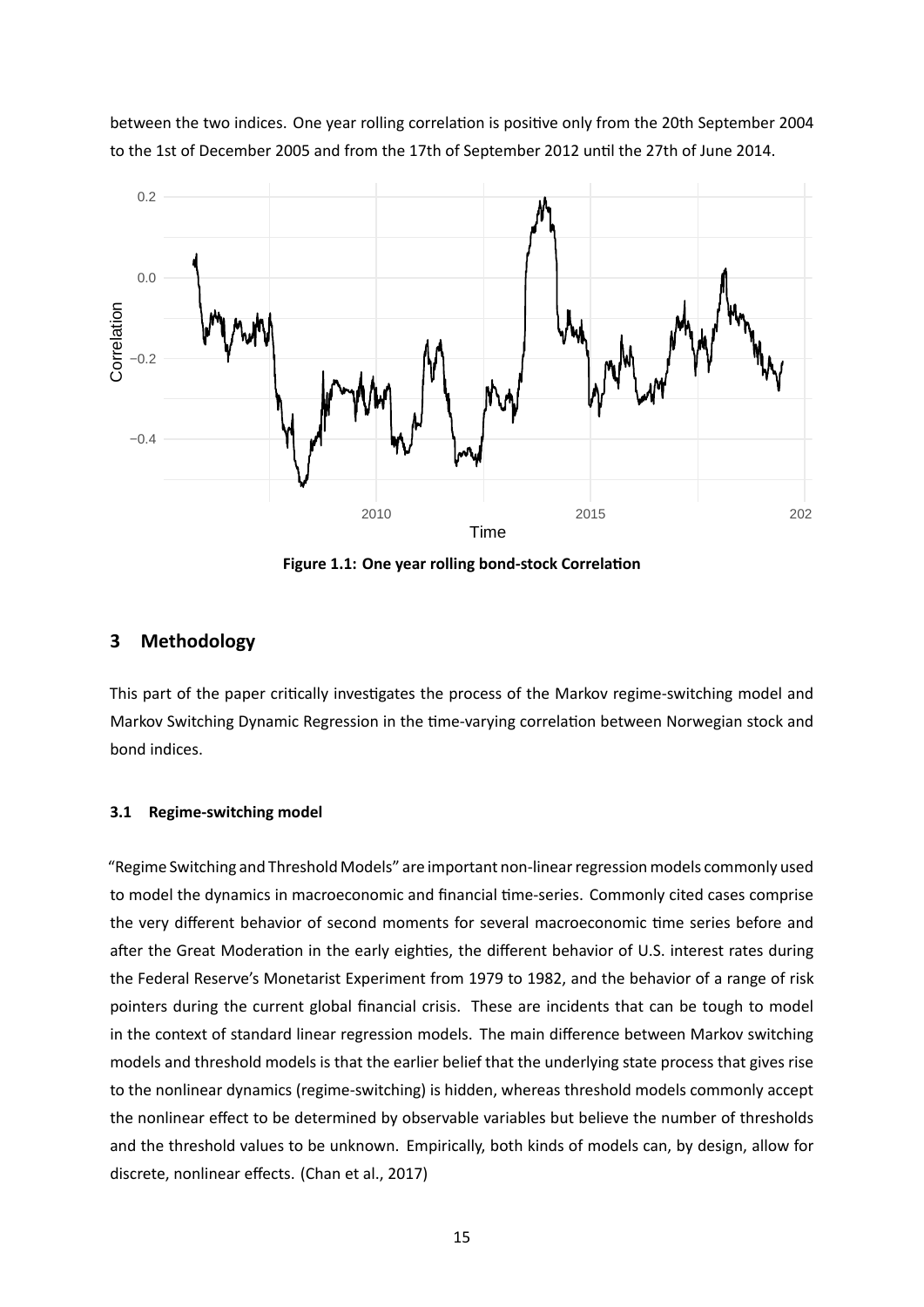between the two indices. One year rolling correlation is positive only from the 20th September 2004 to the 1st of December 2005 and from the 17th of September 2012 until the 27th of June 2014.

**Figure 1.1: One year rolling bond-stock Correlation**

## 3 Methodology

This part of the paper critically investigates the process of the Markov regime-switching model and Markov Switching Dynamic Regression in the time-varying correlation between Norwegian stock and bond indices.

### 3.1 Regime-switching model

"Regime Switching and Threshold Models" are important non-linear regression models commonly used to model the dynamics in macroeconomic and financial time-series. Commonly cited cases comprise the very different behavior of second moments for several macroeconomic time series before and after the Great Moderation in the early eighties, the different behavior of U.S. interest rates during the Federal Reserve's Monetarist Experiment from 1979 to 1982, and the behavior of a range of risk pointers during the current global financial crisis. These are incidents that can be tough to model in the context of standard linear regression models. The main difference between Markov switching models and threshold models is that the earlier belief that the underlying state process that gives rise to the nonlinear dynamics (regime-switching) is hidden, whereas threshold models commonly accept the nonlinear effect to be determined by observable variables but believe the number of thresholds and the threshold values to be unknown. Empirically, both kinds of models can, by design, allow for discrete, nonlinear effects. (Chan et al., 2017)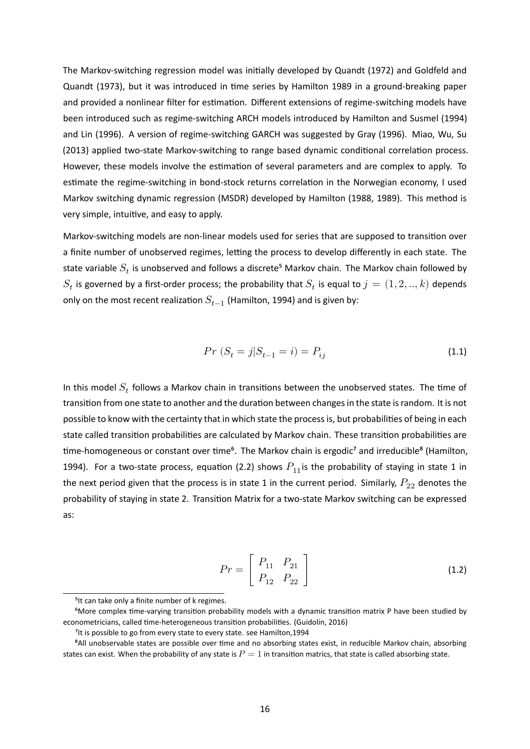The Markov-switching regression model was initially developed by Quandt (1972) and Goldfeld and Quandt (1973), but it was introduced in time series by Hamilton 1989 in a ground-breaking paper and provided a nonlinear filter for estimation. Different extensions of regime-switching models have been introduced such as regime-switching ARCH models introduced by Hamilton and Susmel (1994) and Lin (1996). A version of regime-switching GARCH was suggested by Gray (1996). Miao, Wu, Su (2013) applied two-state Markov-switching to range based dynamic conditional correlation process. However, these models involve the estimation of several parameters and are complex to apply. To estimate the regime-switching in bond-stock returns correlation in the Norwegian economy, I used Markov switching dynamic regression (MSDR) developed by Hamilton (1988, 1989). This method is very simple, intuitive, and easy to apply.

Markov-switching models are non-linear models used for series that are supposed to transition over a finite number of unobserved regimes, letting the process to develop differently in each state. The state variable $S_t$ is unobserved and follows a discrete[5] Markov chain. The Markov chain followed by $S_t$ is governed by a first-order process; the probability that $S_t$ is equal to $j = (1, 2, .., k)$ depends only on the most recent realization $S_{t-1}$ (Hamilton, 1994) and is given by:

$$Pr\ (S_t = j|S_{t-1} = i) = P_{ij} \tag{1.1}$$

In this model $S_t$ follows a Markov chain in transitions between the unobserved states. The time of transition from one state to another and the duration between changes in the state is random. It is not possible to know with the certainty that in which state the process is, but probabilities of being in each state called transition probabilities are calculated by Markov chain. These transition probabilities are time-homogeneous or constant over time[6]. The Markov chain is ergodic[7] and irreducible[8] (Hamilton, 1994). For a two-state process, equation (2.2) shows $P_{11}$ is the probability of staying in state 1 in the next period given that the process is in state 1 in the current period. Similarly, $P_{22}$ denotes the probability of staying in state 2. Transition Matrix for a two-state Markov switching can be expressed as:

$$Pr = \begin{bmatrix} P_{11} & P_{21} \\ P_{12} & P_{22} \end{bmatrix} \tag{1.2}$$

---

[5] It can take only a finite number of k regimes.

[6] More complex time-varying transition probability models with a dynamic transition matrix P have been studied by econometricians, called time-heterogeneous transition probabilities. (Guidolin, 2016)

[7] It is possible to go from every state to every state. see Hamilton,1994

[8] All unobservable states are possible over time and no absorbing states exist, in reducible Markov chain, absorbing states can exist. When the probability of any state is $P = 1$ in transition matrics, that state is called absorbing state.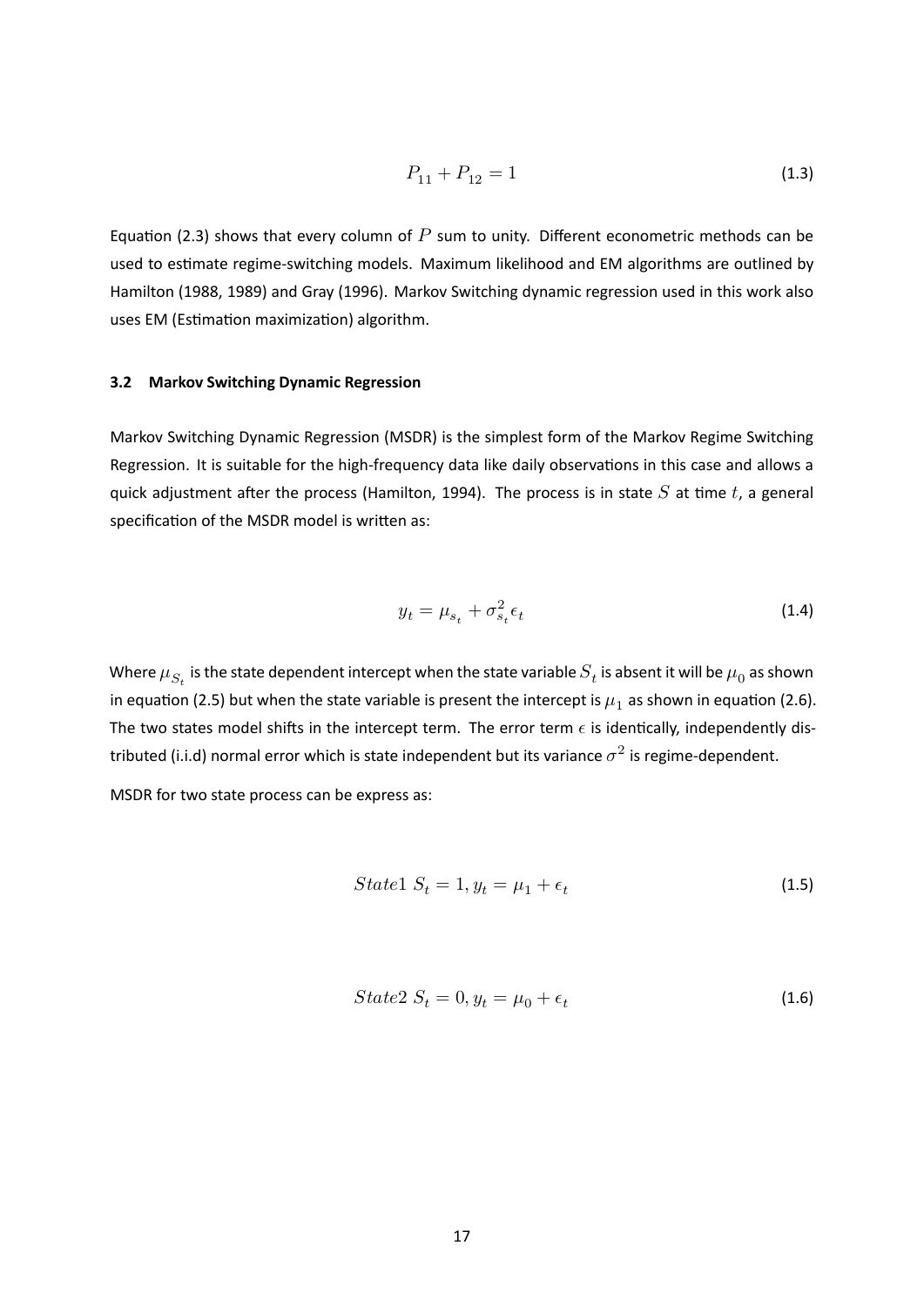$$P_{11} + P_{12} = 1 \tag{1.3}$$

Equation (2.3) shows that every column of $P$ sum to unity. Different econometric methods can be used to estimate regime-switching models. Maximum likelihood and EM algorithms are outlined by Hamilton (1988, 1989) and Gray (1996). Markov Switching dynamic regression used in this work also uses EM (Estimation maximization) algorithm.

### 3.2 Markov Switching Dynamic Regression

Markov Switching Dynamic Regression (MSDR) is the simplest form of the Markov Regime Switching Regression. It is suitable for the high-frequency data like daily observations in this case and allows a quick adjustment after the process (Hamilton, 1994). The process is in state $S$ at time $t$, a general specification of the MSDR model is written as:

$$y_t = \mu_{s_t} + \sigma^2_{s_t} \epsilon_t \tag{1.4}$$

Where $\mu_{S_t}$ is the state dependent intercept when the state variable $S_t$ is absent it will be $\mu_0$ as shown in equation (2.5) but when the state variable is present the intercept is $\mu_1$ as shown in equation (2.6). The two states model shifts in the intercept term. The error term $\epsilon$ is identically, independently distributed (i.i.d) normal error which is state independent but its variance $\sigma^2$ is regime-dependent.

MSDR for two state process can be express as:

$$State1 \; S_t = 1, y_t = \mu_1 + \epsilon_t \tag{1.5}$$

$$State2 \; S_t = 0, y_t = \mu_0 + \epsilon_t \tag{1.6}$$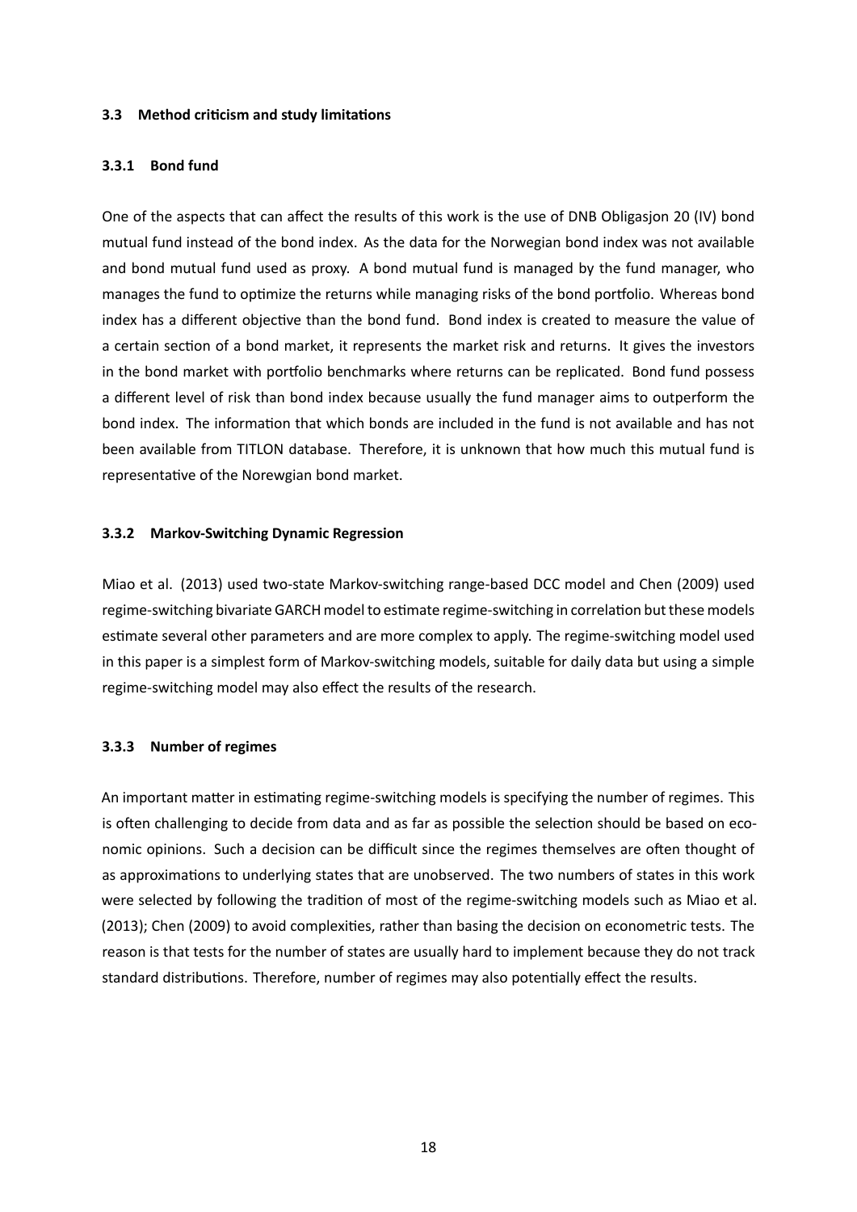### 3.3 Method criticism and study limitations

#### 3.3.1 Bond fund

One of the aspects that can affect the results of this work is the use of DNB Obligasjon 20 (IV) bond mutual fund instead of the bond index. As the data for the Norwegian bond index was not available and bond mutual fund used as proxy. A bond mutual fund is managed by the fund manager, who manages the fund to optimize the returns while managing risks of the bond portfolio. Whereas bond index has a different objective than the bond fund. Bond index is created to measure the value of a certain section of a bond market, it represents the market risk and returns. It gives the investors in the bond market with portfolio benchmarks where returns can be replicated. Bond fund possess a different level of risk than bond index because usually the fund manager aims to outperform the bond index. The information that which bonds are included in the fund is not available and has not been available from TITLON database. Therefore, it is unknown that how much this mutual fund is representative of the Norewgian bond market.

#### 3.3.2 Markov-Switching Dynamic Regression

Miao et al. (2013) used two-state Markov-switching range-based DCC model and Chen (2009) used regime-switching bivariate GARCH model to estimate regime-switching in correlation but these models estimate several other parameters and are more complex to apply. The regime-switching model used in this paper is a simplest form of Markov-switching models, suitable for daily data but using a simple regime-switching model may also effect the results of the research.

#### 3.3.3 Number of regimes

An important matter in estimating regime-switching models is specifying the number of regimes. This is often challenging to decide from data and as far as possible the selection should be based on economic opinions. Such a decision can be difficult since the regimes themselves are often thought of as approximations to underlying states that are unobserved. The two numbers of states in this work were selected by following the tradition of most of the regime-switching models such as Miao et al. (2013); Chen (2009) to avoid complexities, rather than basing the decision on econometric tests. The reason is that tests for the number of states are usually hard to implement because they do not track standard distributions. Therefore, number of regimes may also potentially effect the results.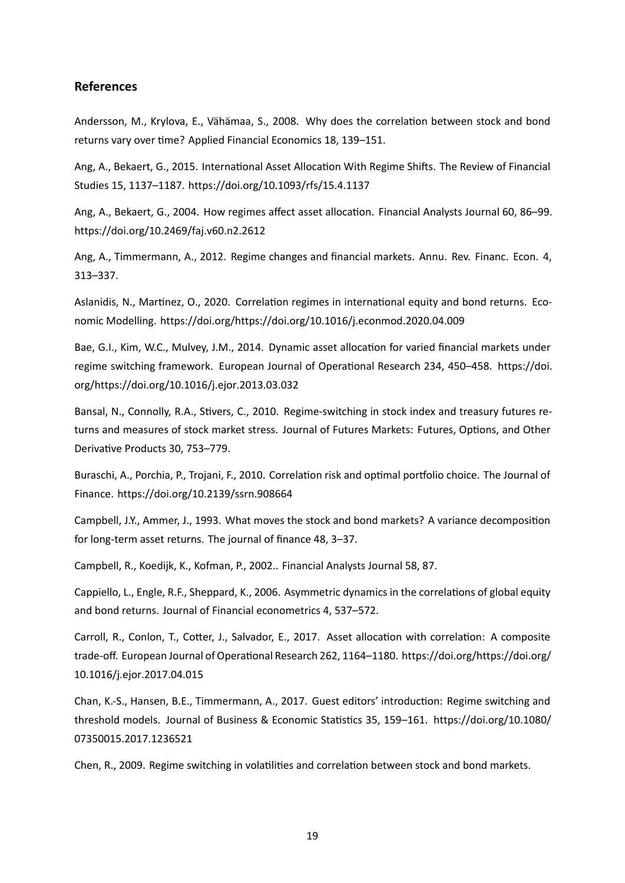## References

Andersson, M., Krylova, E., Vähämaa, S., 2008. Why does the correlation between stock and bond returns vary over time? Applied Financial Economics 18, 139–151.

Ang, A., Bekaert, G., 2015. International Asset Allocation With Regime Shifts. The Review of Financial Studies 15, 1137–1187. https://doi.org/10.1093/rfs/15.4.1137

Ang, A., Bekaert, G., 2004. How regimes affect asset allocation. Financial Analysts Journal 60, 86–99. https://doi.org/10.2469/faj.v60.n2.2612

Ang, A., Timmermann, A., 2012. Regime changes and financial markets. Annu. Rev. Financ. Econ. 4, 313–337.

Aslanidis, N., Martinez, O., 2020. Correlation regimes in international equity and bond returns. Economic Modelling. https://doi.org/https://doi.org/10.1016/j.econmod.2020.04.009

Bae, G.I., Kim, W.C., Mulvey, J.M., 2014. Dynamic asset allocation for varied financial markets under regime switching framework. European Journal of Operational Research 234, 450–458. https://doi.org/https://doi.org/10.1016/j.ejor.2013.03.032

Bansal, N., Connolly, R.A., Stivers, C., 2010. Regime-switching in stock index and treasury futures returns and measures of stock market stress. Journal of Futures Markets: Futures, Options, and Other Derivative Products 30, 753–779.

Buraschi, A., Porchia, P., Trojani, F., 2010. Correlation risk and optimal portfolio choice. The Journal of Finance. https://doi.org/10.2139/ssrn.908664

Campbell, J.Y., Ammer, J., 1993. What moves the stock and bond markets? A variance decomposition for long-term asset returns. The journal of finance 48, 3–37.

Campbell, R., Koedijk, K., Kofman, P., 2002.. Financial Analysts Journal 58, 87.

Cappiello, L., Engle, R.F., Sheppard, K., 2006. Asymmetric dynamics in the correlations of global equity and bond returns. Journal of Financial econometrics 4, 537–572.

Carroll, R., Conlon, T., Cotter, J., Salvador, E., 2017. Asset allocation with correlation: A composite trade-off. European Journal of Operational Research 262, 1164–1180. https://doi.org/https://doi.org/10.1016/j.ejor.2017.04.015

Chan, K.-S., Hansen, B.E., Timmermann, A., 2017. Guest editors' introduction: Regime switching and threshold models. Journal of Business & Economic Statistics 35, 159–161. https://doi.org/10.1080/07350015.2017.1236521

Chen, R., 2009. Regime switching in volatilities and correlation between stock and bond markets.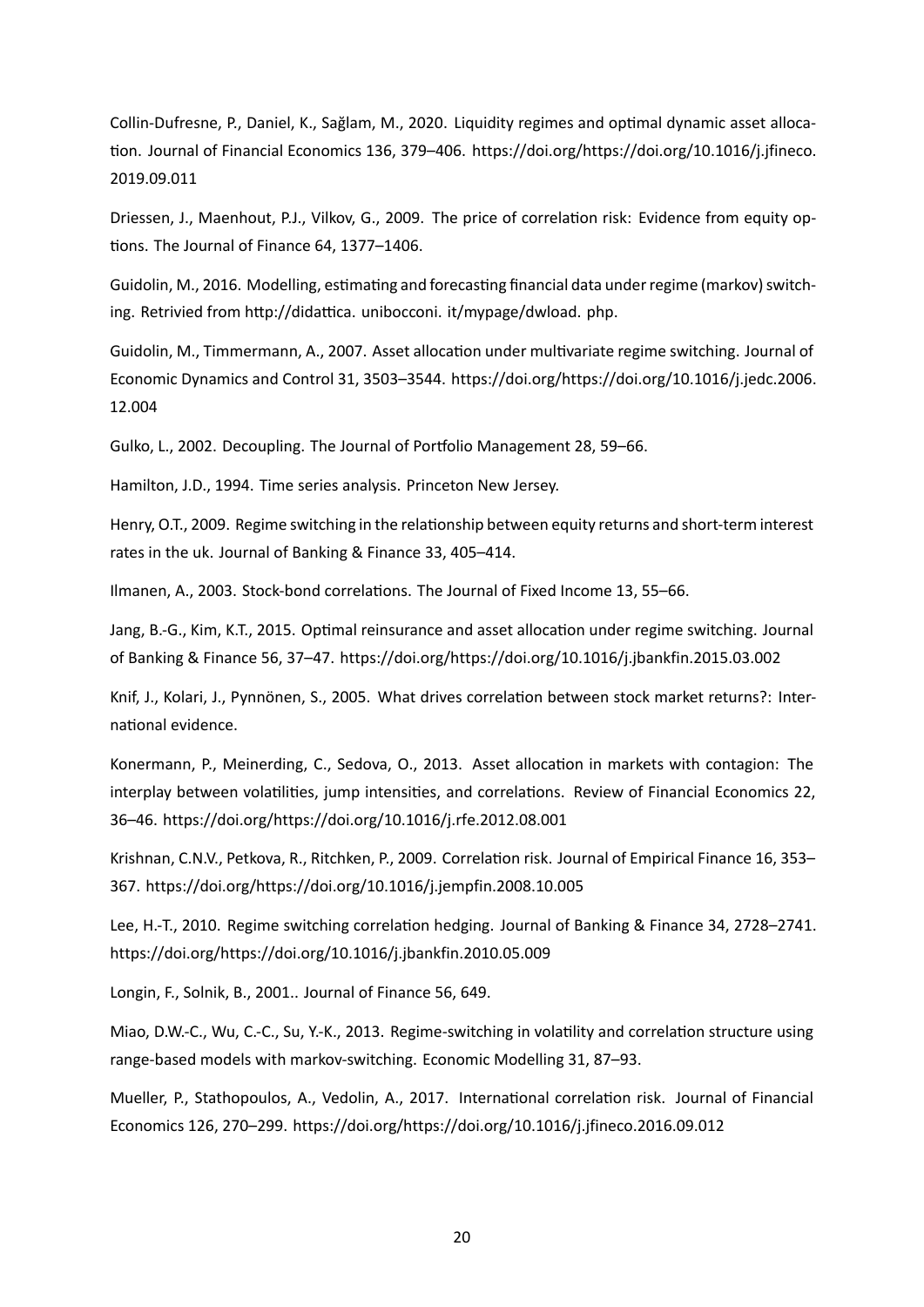Collin-Dufresne, P., Daniel, K., Sağlam, M., 2020. Liquidity regimes and optimal dynamic asset allocation. Journal of Financial Economics 136, 379–406. https://doi.org/https://doi.org/10.1016/j.jfineco.2019.09.011

Driessen, J., Maenhout, P.J., Vilkov, G., 2009. The price of correlation risk: Evidence from equity options. The Journal of Finance 64, 1377–1406.

Guidolin, M., 2016. Modelling, estimating and forecasting financial data under regime (markov) switching. Retrivied from http://didattica. unibocconi. it/mypage/dwload. php.

Guidolin, M., Timmermann, A., 2007. Asset allocation under multivariate regime switching. Journal of Economic Dynamics and Control 31, 3503–3544. https://doi.org/https://doi.org/10.1016/j.jedc.2006.12.004

Gulko, L., 2002. Decoupling. The Journal of Portfolio Management 28, 59–66.

Hamilton, J.D., 1994. Time series analysis. Princeton New Jersey.

Henry, O.T., 2009. Regime switching in the relationship between equity returns and short-term interest rates in the uk. Journal of Banking & Finance 33, 405–414.

Ilmanen, A., 2003. Stock-bond correlations. The Journal of Fixed Income 13, 55–66.

Jang, B.-G., Kim, K.T., 2015. Optimal reinsurance and asset allocation under regime switching. Journal of Banking & Finance 56, 37–47. https://doi.org/https://doi.org/10.1016/j.jbankfin.2015.03.002

Knif, J., Kolari, J., Pynnönen, S., 2005. What drives correlation between stock market returns?: International evidence.

Konermann, P., Meinerding, C., Sedova, O., 2013. Asset allocation in markets with contagion: The interplay between volatilities, jump intensities, and correlations. Review of Financial Economics 22, 36–46. https://doi.org/https://doi.org/10.1016/j.rfe.2012.08.001

Krishnan, C.N.V., Petkova, R., Ritchken, P., 2009. Correlation risk. Journal of Empirical Finance 16, 353–367. https://doi.org/https://doi.org/10.1016/j.jempfin.2008.10.005

Lee, H.-T., 2010. Regime switching correlation hedging. Journal of Banking & Finance 34, 2728–2741. https://doi.org/https://doi.org/10.1016/j.jbankfin.2010.05.009

Longin, F., Solnik, B., 2001.. Journal of Finance 56, 649.

Miao, D.W.-C., Wu, C.-C., Su, Y.-K., 2013. Regime-switching in volatility and correlation structure using range-based models with markov-switching. Economic Modelling 31, 87–93.

Mueller, P., Stathopoulos, A., Vedolin, A., 2017. International correlation risk. Journal of Financial Economics 126, 270–299. https://doi.org/https://doi.org/10.1016/j.jfineco.2016.09.012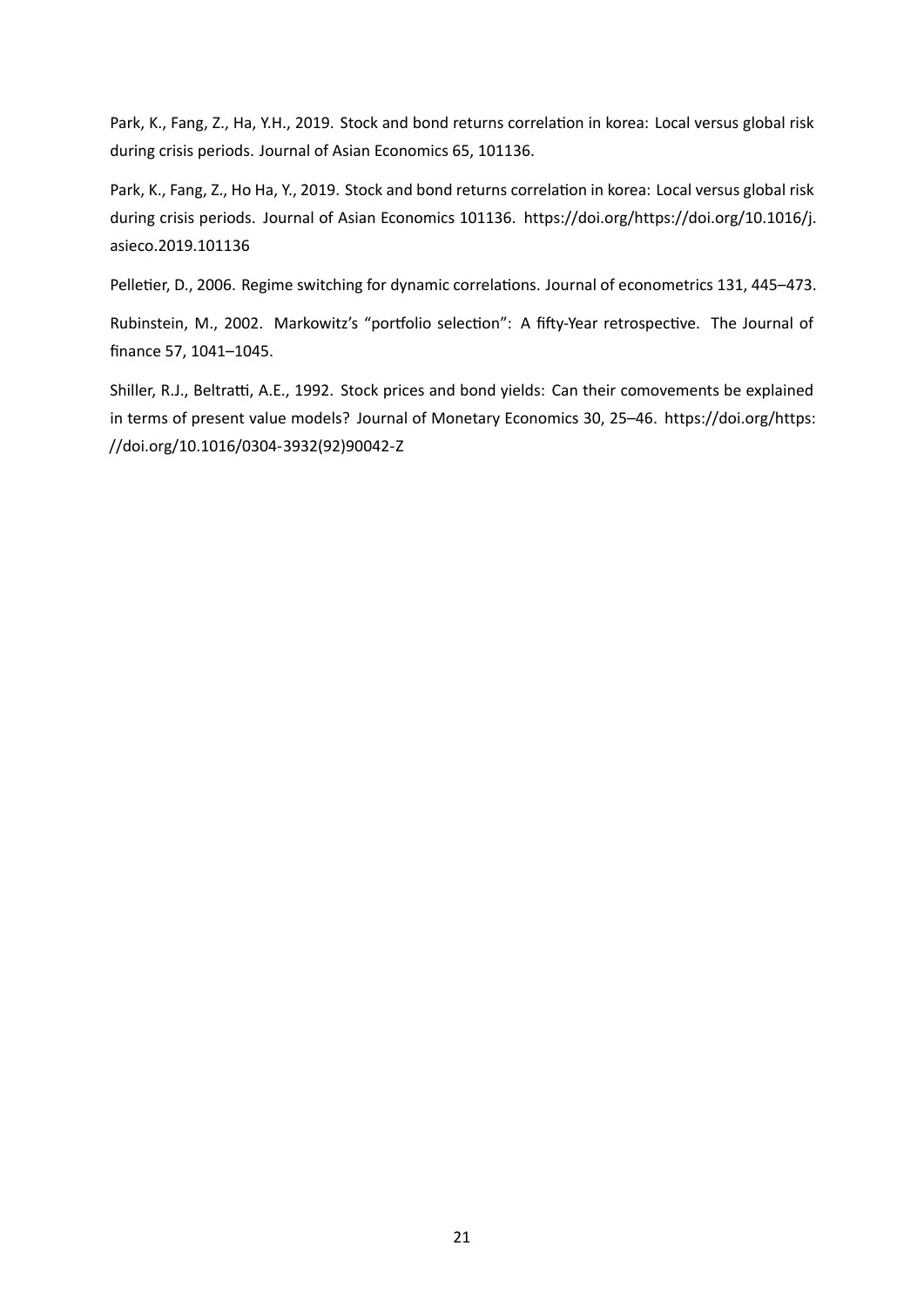Park, K., Fang, Z., Ha, Y.H., 2019. Stock and bond returns correlation in korea: Local versus global risk during crisis periods. Journal of Asian Economics 65, 101136.

Park, K., Fang, Z., Ho Ha, Y., 2019. Stock and bond returns correlation in korea: Local versus global risk during crisis periods. Journal of Asian Economics 101136. https://doi.org/https://doi.org/10.1016/j.asieco.2019.101136

Pelletier, D., 2006. Regime switching for dynamic correlations. Journal of econometrics 131, 445–473.

Rubinstein, M., 2002. Markowitz's "portfolio selection": A fifty-Year retrospective. The Journal of finance 57, 1041–1045.

Shiller, R.J., Beltratti, A.E., 1992. Stock prices and bond yields: Can their comovements be explained in terms of present value models? Journal of Monetary Economics 30, 25–46. https://doi.org/https://doi.org/10.1016/0304-3932(92)90042-Z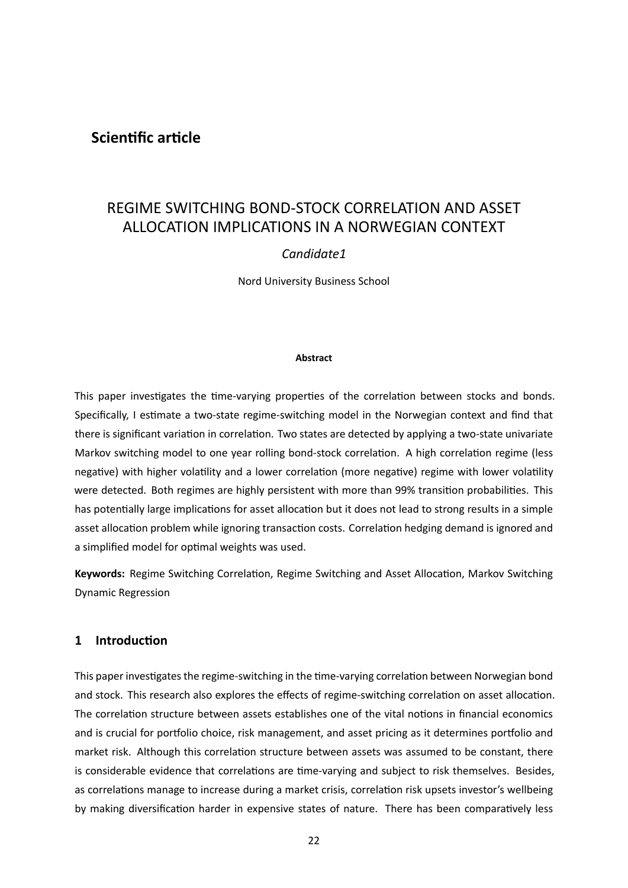## Scientific article

# REGIME SWITCHING BOND-STOCK CORRELATION AND ASSET ALLOCATION IMPLICATIONS IN A NORWEGIAN CONTEXT

*Candidate1*

Nord University Business School

**Abstract**

This paper investigates the time-varying properties of the correlation between stocks and bonds. Specifically, I estimate a two-state regime-switching model in the Norwegian context and find that there is significant variation in correlation. Two states are detected by applying a two-state univariate Markov switching model to one year rolling bond-stock correlation. A high correlation regime (less negative) with higher volatility and a lower correlation (more negative) regime with lower volatility were detected. Both regimes are highly persistent with more than 99% transition probabilities. This has potentially large implications for asset allocation but it does not lead to strong results in a simple asset allocation problem while ignoring transaction costs. Correlation hedging demand is ignored and a simplified model for optimal weights was used.

**Keywords:** Regime Switching Correlation, Regime Switching and Asset Allocation, Markov Switching Dynamic Regression

## 1 Introduction

This paper investigates the regime-switching in the time-varying correlation between Norwegian bond and stock. This research also explores the effects of regime-switching correlation on asset allocation. The correlation structure between assets establishes one of the vital notions in financial economics and is crucial for portfolio choice, risk management, and asset pricing as it determines portfolio and market risk. Although this correlation structure between assets was assumed to be constant, there is considerable evidence that correlations are time-varying and subject to risk themselves. Besides, as correlations manage to increase during a market crisis, correlation risk upsets investor's wellbeing by making diversification harder in expensive states of nature. There has been comparatively less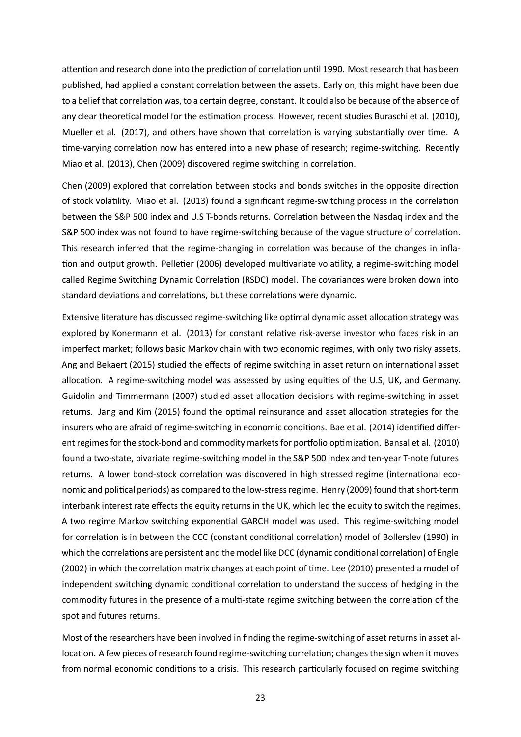attention and research done into the prediction of correlation until 1990. Most research that has been published, had applied a constant correlation between the assets. Early on, this might have been due to a belief that correlation was, to a certain degree, constant. It could also be because of the absence of any clear theoretical model for the estimation process. However, recent studies Buraschi et al. (2010), Mueller et al. (2017), and others have shown that correlation is varying substantially over time. A time-varying correlation now has entered into a new phase of research; regime-switching. Recently Miao et al. (2013), Chen (2009) discovered regime switching in correlation.

Chen (2009) explored that correlation between stocks and bonds switches in the opposite direction of stock volatility. Miao et al. (2013) found a significant regime-switching process in the correlation between the S&P 500 index and U.S T-bonds returns. Correlation between the Nasdaq index and the S&P 500 index was not found to have regime-switching because of the vague structure of correlation. This research inferred that the regime-changing in correlation was because of the changes in inflation and output growth. Pelletier (2006) developed multivariate volatility, a regime-switching model called Regime Switching Dynamic Correlation (RSDC) model. The covariances were broken down into standard deviations and correlations, but these correlations were dynamic.

Extensive literature has discussed regime-switching like optimal dynamic asset allocation strategy was explored by Konermann et al. (2013) for constant relative risk-averse investor who faces risk in an imperfect market; follows basic Markov chain with two economic regimes, with only two risky assets. Ang and Bekaert (2015) studied the effects of regime switching in asset return on international asset allocation. A regime-switching model was assessed by using equities of the U.S, UK, and Germany. Guidolin and Timmermann (2007) studied asset allocation decisions with regime-switching in asset returns. Jang and Kim (2015) found the optimal reinsurance and asset allocation strategies for the insurers who are afraid of regime-switching in economic conditions. Bae et al. (2014) identified different regimes for the stock-bond and commodity markets for portfolio optimization. Bansal et al. (2010) found a two-state, bivariate regime-switching model in the S&P 500 index and ten-year T-note futures returns. A lower bond-stock correlation was discovered in high stressed regime (international economic and political periods) as compared to the low-stress regime. Henry (2009) found that short-term interbank interest rate effects the equity returns in the UK, which led the equity to switch the regimes. A two regime Markov switching exponential GARCH model was used. This regime-switching model for correlation is in between the CCC (constant conditional correlation) model of Bollerslev (1990) in which the correlations are persistent and the model like DCC (dynamic conditional correlation) of Engle (2002) in which the correlation matrix changes at each point of time. Lee (2010) presented a model of independent switching dynamic conditional correlation to understand the success of hedging in the commodity futures in the presence of a multi-state regime switching between the correlation of the spot and futures returns.

Most of the researchers have been involved in finding the regime-switching of asset returns in asset allocation. A few pieces of research found regime-switching correlation; changes the sign when it moves from normal economic conditions to a crisis. This research particularly focused on regime switching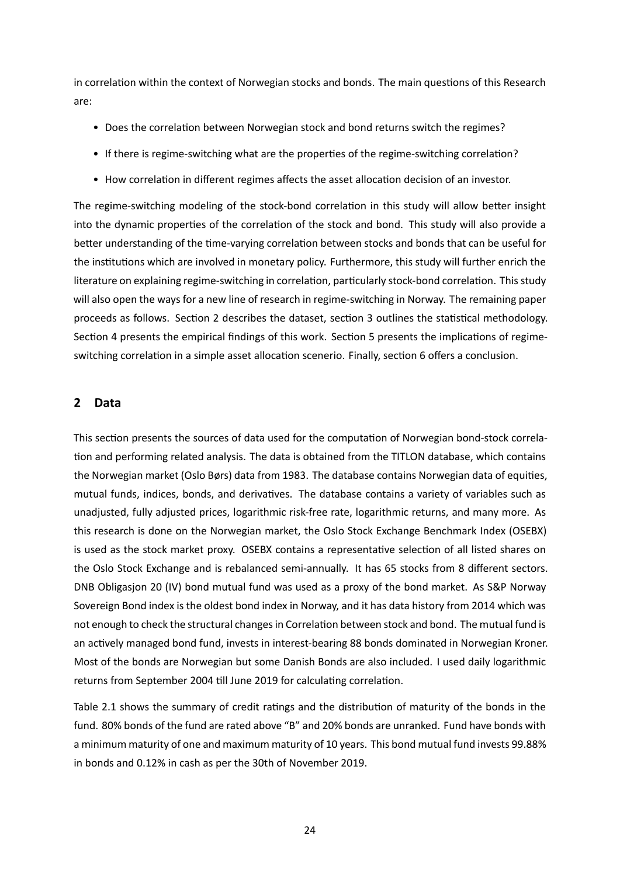in correlation within the context of Norwegian stocks and bonds. The main questions of this Research are:

- Does the correlation between Norwegian stock and bond returns switch the regimes?
- If there is regime-switching what are the properties of the regime-switching correlation?
- How correlation in different regimes affects the asset allocation decision of an investor.

The regime-switching modeling of the stock-bond correlation in this study will allow better insight into the dynamic properties of the correlation of the stock and bond. This study will also provide a better understanding of the time-varying correlation between stocks and bonds that can be useful for the institutions which are involved in monetary policy. Furthermore, this study will further enrich the literature on explaining regime-switching in correlation, particularly stock-bond correlation. This study will also open the ways for a new line of research in regime-switching in Norway. The remaining paper proceeds as follows. Section 2 describes the dataset, section 3 outlines the statistical methodology. Section 4 presents the empirical findings of this work. Section 5 presents the implications of regime-switching correlation in a simple asset allocation scenerio. Finally, section 6 offers a conclusion.

## 2 Data

This section presents the sources of data used for the computation of Norwegian bond-stock correlation and performing related analysis. The data is obtained from the TITLON database, which contains the Norwegian market (Oslo Børs) data from 1983. The database contains Norwegian data of equities, mutual funds, indices, bonds, and derivatives. The database contains a variety of variables such as unadjusted, fully adjusted prices, logarithmic risk-free rate, logarithmic returns, and many more. As this research is done on the Norwegian market, the Oslo Stock Exchange Benchmark Index (OSEBX) is used as the stock market proxy. OSEBX contains a representative selection of all listed shares on the Oslo Stock Exchange and is rebalanced semi-annually. It has 65 stocks from 8 different sectors. DNB Obligasjon 20 (IV) bond mutual fund was used as a proxy of the bond market. As S&P Norway Sovereign Bond index is the oldest bond index in Norway, and it has data history from 2014 which was not enough to check the structural changes in Correlation between stock and bond. The mutual fund is an actively managed bond fund, invests in interest-bearing 88 bonds dominated in Norwegian Kroner. Most of the bonds are Norwegian but some Danish Bonds are also included. I used daily logarithmic returns from September 2004 till June 2019 for calculating correlation.

Table 2.1 shows the summary of credit ratings and the distribution of maturity of the bonds in the fund. 80% bonds of the fund are rated above "B" and 20% bonds are unranked. Fund have bonds with a minimum maturity of one and maximum maturity of 10 years. This bond mutual fund invests 99.88% in bonds and 0.12% in cash as per the 30th of November 2019.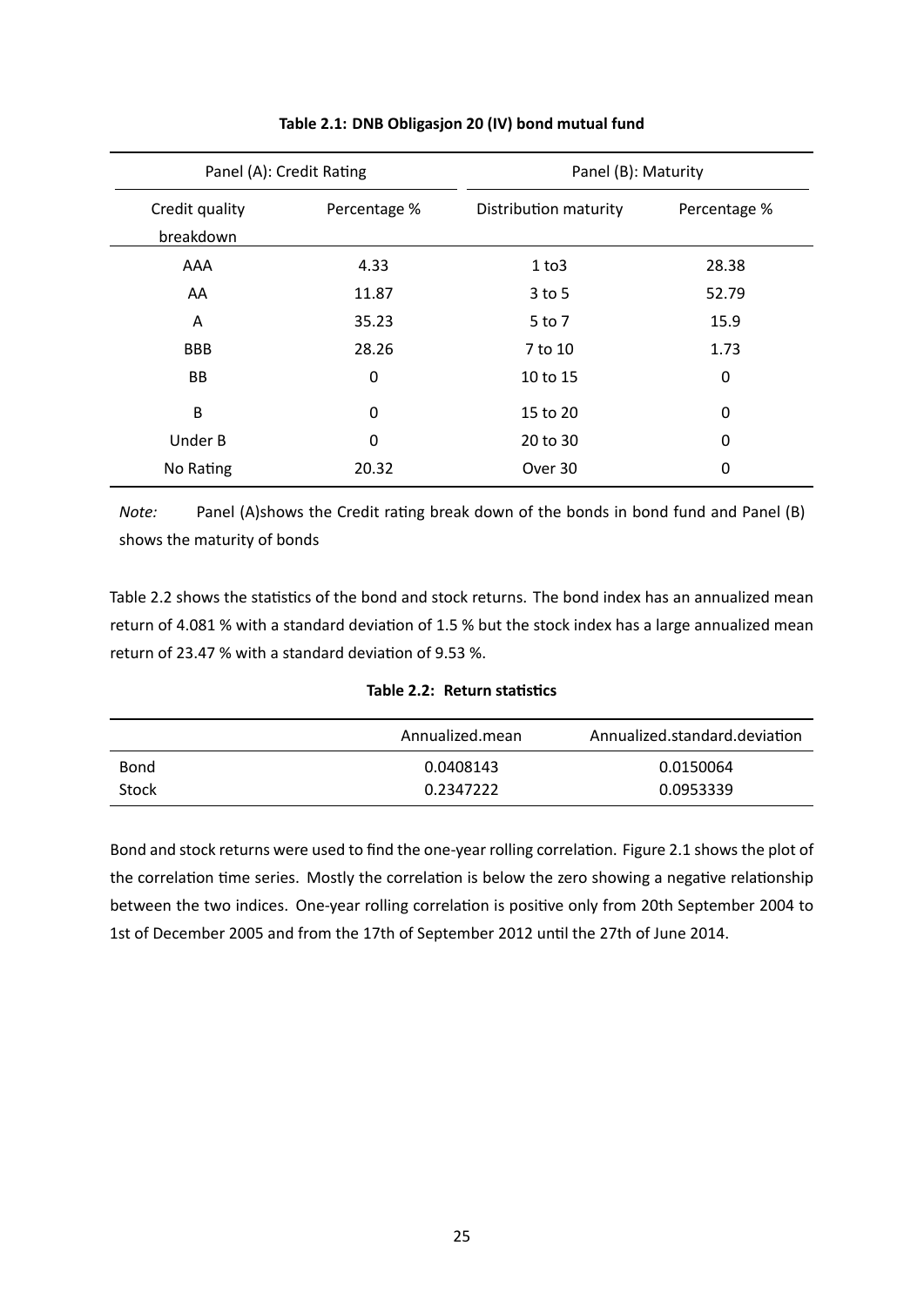**Table 2.1: DNB Obligasjon 20 (IV) bond mutual fund**

| Panel (A): Credit Rating | | Panel (B): Maturity | |
|---|---|---|---|
| Credit quality breakdown | Percentage % | Distribution maturity | Percentage % |
| AAA | 4.33 | 1 to3 | 28.38 |
| AA | 11.87 | 3 to 5 | 52.79 |
| A | 35.23 | 5 to 7 | 15.9 |
| BBB | 28.26 | 7 to 10 | 1.73 |
| BB | 0 | 10 to 15 | 0 |
| B | 0 | 15 to 20 | 0 |
| Under B | 0 | 20 to 30 | 0 |
| No Rating | 20.32 | Over 30 | 0 |

*Note:* Panel (A)shows the Credit rating break down of the bonds in bond fund and Panel (B) shows the maturity of bonds

Table 2.2 shows the statistics of the bond and stock returns. The bond index has an annualized mean return of 4.081 % with a standard deviation of 1.5 % but the stock index has a large annualized mean return of 23.47 % with a standard deviation of 9.53 %.

**Table 2.2: Return statistics**

| | Annualized.mean | Annualized.standard.deviation |
|---|---|---|
| Bond | 0.0408143 | 0.0150064 |
| Stock | 0.2347222 | 0.0953339 |

Bond and stock returns were used to find the one-year rolling correlation. Figure 2.1 shows the plot of the correlation time series. Mostly the correlation is below the zero showing a negative relationship between the two indices. One-year rolling correlation is positive only from 20th September 2004 to 1st of December 2005 and from the 17th of September 2012 until the 27th of June 2014.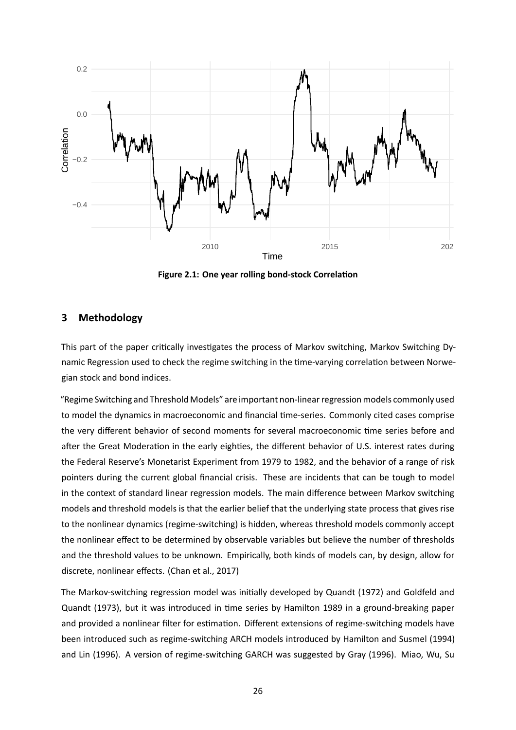Figure 2.1: One year rolling bond-stock Correlation

## 3 Methodology

This part of the paper critically investigates the process of Markov switching, Markov Switching Dynamic Regression used to check the regime switching in the time-varying correlation between Norwegian stock and bond indices.

"Regime Switching and Threshold Models" are important non-linear regression models commonly used to model the dynamics in macroeconomic and financial time-series. Commonly cited cases comprise the very different behavior of second moments for several macroeconomic time series before and after the Great Moderation in the early eighties, the different behavior of U.S. interest rates during the Federal Reserve's Monetarist Experiment from 1979 to 1982, and the behavior of a range of risk pointers during the current global financial crisis. These are incidents that can be tough to model in the context of standard linear regression models. The main difference between Markov switching models and threshold models is that the earlier belief that the underlying state process that gives rise to the nonlinear dynamics (regime-switching) is hidden, whereas threshold models commonly accept the nonlinear effect to be determined by observable variables but believe the number of thresholds and the threshold values to be unknown. Empirically, both kinds of models can, by design, allow for discrete, nonlinear effects. (Chan et al., 2017)

The Markov-switching regression model was initially developed by Quandt (1972) and Goldfeld and Quandt (1973), but it was introduced in time series by Hamilton 1989 in a ground-breaking paper and provided a nonlinear filter for estimation. Different extensions of regime-switching models have been introduced such as regime-switching ARCH models introduced by Hamilton and Susmel (1994) and Lin (1996). A version of regime-switching GARCH was suggested by Gray (1996). Miao, Wu, Su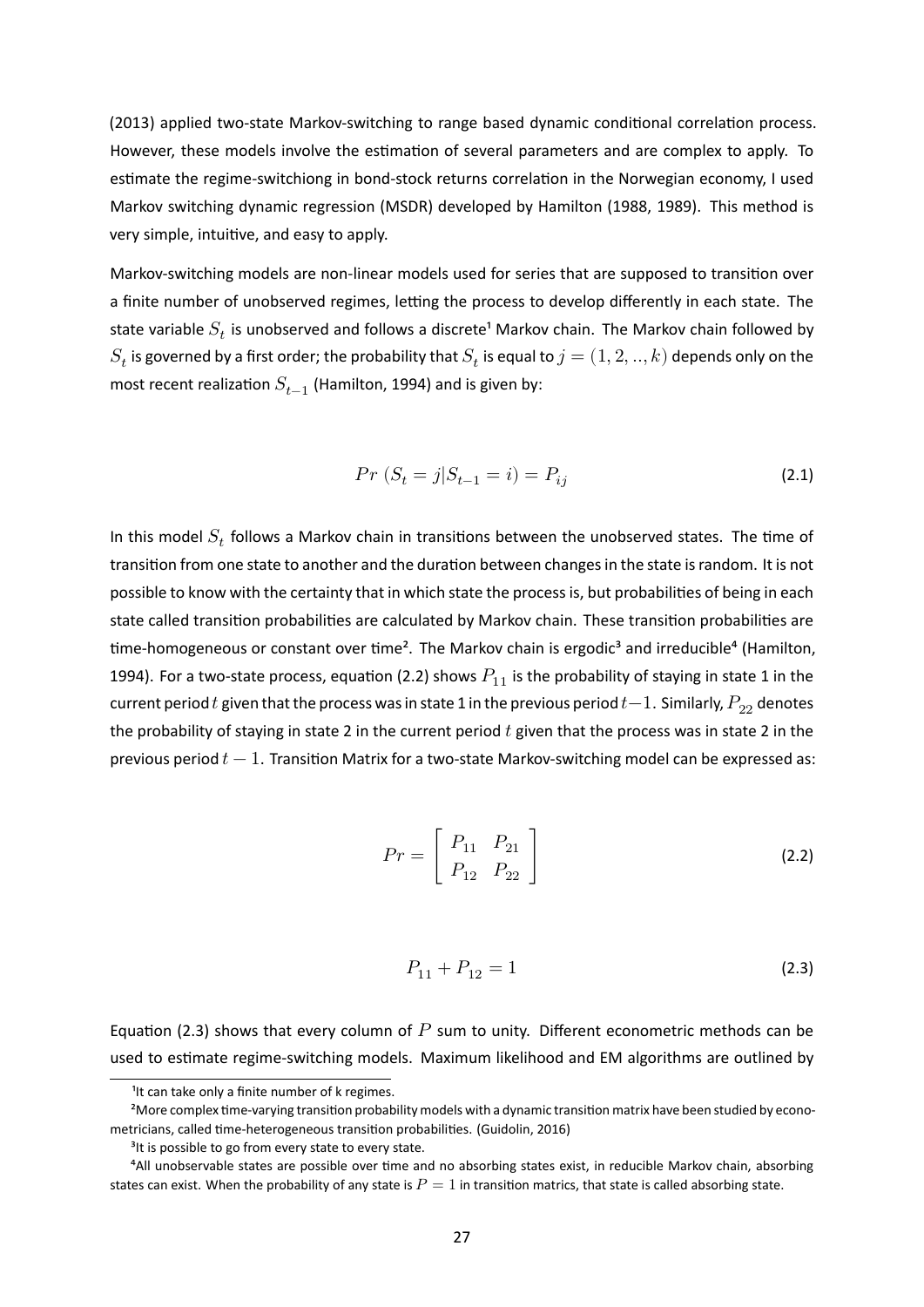(2013) applied two-state Markov-switching to range based dynamic conditional correlation process. However, these models involve the estimation of several parameters and are complex to apply. To estimate the regime-switchiong in bond-stock returns correlation in the Norwegian economy, I used Markov switching dynamic regression (MSDR) developed by Hamilton (1988, 1989). This method is very simple, intuitive, and easy to apply.

Markov-switching models are non-linear models used for series that are supposed to transition over a finite number of unobserved regimes, letting the process to develop differently in each state. The state variable $S_t$ is unobserved and follows a discrete[1] Markov chain. The Markov chain followed by $S_t$ is governed by a first order; the probability that $S_t$ is equal to $j = (1, 2, .., k)$ depends only on the most recent realization $S_{t-1}$ (Hamilton, 1994) and is given by:

$$Pr\ (S_t = j | S_{t-1} = i) = P_{ij} \tag{2.1}$$

In this model $S_t$ follows a Markov chain in transitions between the unobserved states. The time of transition from one state to another and the duration between changes in the state is random. It is not possible to know with the certainty that in which state the process is, but probabilities of being in each state called transition probabilities are calculated by Markov chain. These transition probabilities are time-homogeneous or constant over time[2]. The Markov chain is ergodic[3] and irreducible[4] (Hamilton, 1994). For a two-state process, equation (2.2) shows $P_{11}$ is the probability of staying in state 1 in the current period $t$ given that the process was in state 1 in the previous period $t-1$. Similarly, $P_{22}$ denotes the probability of staying in state 2 in the current period $t$ given that the process was in state 2 in the previous period $t-1$. Transition Matrix for a two-state Markov-switching model can be expressed as:

$$Pr = \begin{bmatrix} P_{11} & P_{21} \\ P_{12} & P_{22} \end{bmatrix} \tag{2.2}$$

$$P_{11} + P_{12} = 1 \tag{2.3}$$

Equation (2.3) shows that every column of $P$ sum to unity. Different econometric methods can be used to estimate regime-switching models. Maximum likelihood and EM algorithms are outlined by

---

[1] It can take only a finite number of k regimes.

[2] More complex time-varying transition probability models with a dynamic transition matrix have been studied by econometricians, called time-heterogeneous transition probabilities. (Guidolin, 2016)

[3] It is possible to go from every state to every state.

[4] All unobservable states are possible over time and no absorbing states exist, in reducible Markov chain, absorbing states can exist. When the probability of any state is $P = 1$ in transition matrics, that state is called absorbing state.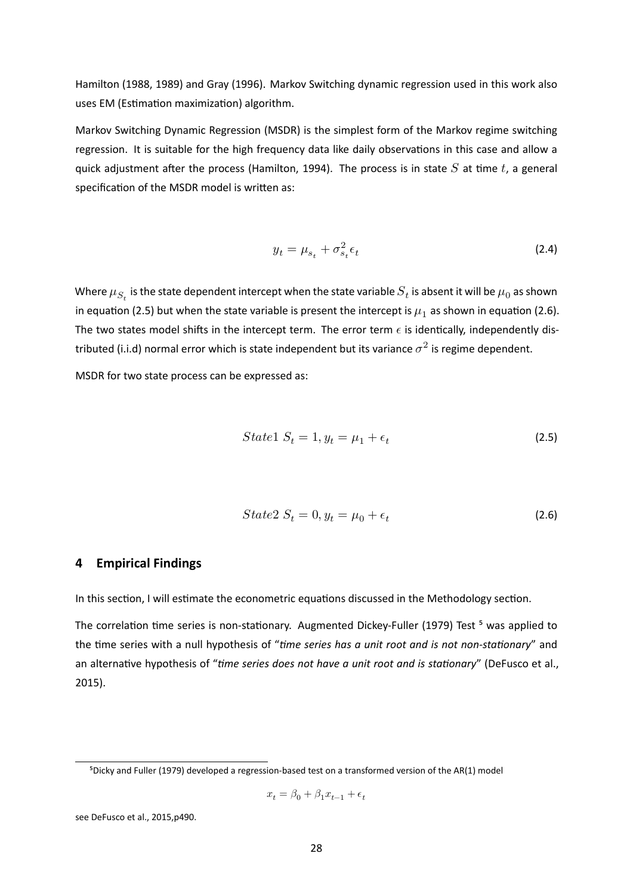Hamilton (1988, 1989) and Gray (1996). Markov Switching dynamic regression used in this work also uses EM (Estimation maximization) algorithm.

Markov Switching Dynamic Regression (MSDR) is the simplest form of the Markov regime switching regression. It is suitable for the high frequency data like daily observations in this case and allow a quick adjustment after the process (Hamilton, 1994). The process is in state $S$ at time $t$, a general specification of the MSDR model is written as:

$$y_t = \mu_{s_t} + \sigma^2_{s_t}\epsilon_t \tag{2.4}$$

Where $\mu_{S_t}$ is the state dependent intercept when the state variable $S_t$ is absent it will be $\mu_0$ as shown in equation (2.5) but when the state variable is present the intercept is $\mu_1$ as shown in equation (2.6). The two states model shifts in the intercept term. The error term $\epsilon$ is identically, independently distributed (i.i.d) normal error which is state independent but its variance $\sigma^2$ is regime dependent.

MSDR for two state process can be expressed as:

$$State1\ S_t = 1, y_t = \mu_1 + \epsilon_t \tag{2.5}$$

$$State2\ S_t = 0, y_t = \mu_0 + \epsilon_t \tag{2.6}$$

## 4 Empirical Findings

In this section, I will estimate the econometric equations discussed in the Methodology section.

The correlation time series is non-stationary. Augmented Dickey-Fuller (1979) Test [5] was applied to the time series with a null hypothesis of "*time series has a unit root and is not non-stationary*" and an alternative hypothesis of "*time series does not have a unit root and is stationary*" (DeFusco et al., 2015).

---

[5] Dicky and Fuller (1979) developed a regression-based test on a transformed version of the AR(1) model

$$x_t = \beta_0 + \beta_1 x_{t-1} + \epsilon_t$$

see DeFusco et al., 2015,p490.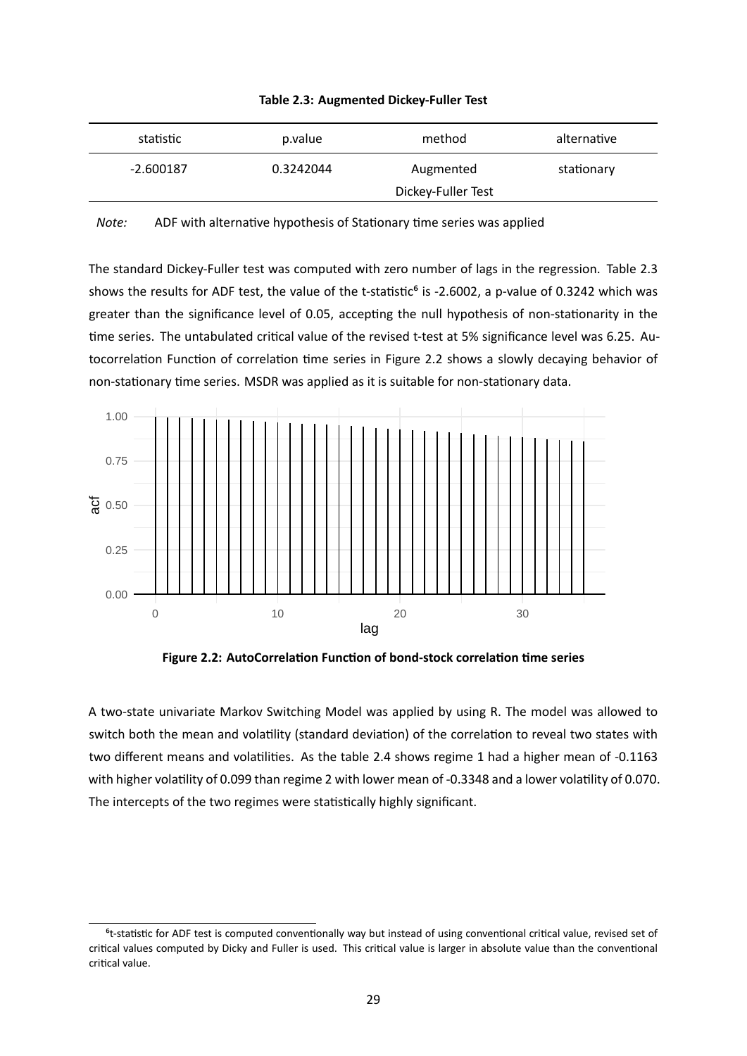**Table 2.3: Augmented Dickey-Fuller Test**

| statistic | p.value | method | alternative |
|---|---|---|---|
| -2.600187 | 0.3242044 | Augmented Dickey-Fuller Test | stationary |

*Note:* ADF with alternative hypothesis of Stationary time series was applied

The standard Dickey-Fuller test was computed with zero number of lags in the regression. Table 2.3 shows the results for ADF test, the value of the t-statistic[6] is -2.6002, a p-value of 0.3242 which was greater than the significance level of 0.05, accepting the null hypothesis of non-stationarity in the time series. The untabulated critical value of the revised t-test at 5% significance level was 6.25. Autocorrelation Function of correlation time series in Figure 2.2 shows a slowly decaying behavior of non-stationary time series. MSDR was applied as it is suitable for non-stationary data.

**Figure 2.2: AutoCorrelation Function of bond-stock correlation time series**

A two-state univariate Markov Switching Model was applied by using R. The model was allowed to switch both the mean and volatility (standard deviation) of the correlation to reveal two states with two different means and volatilities. As the table 2.4 shows regime 1 had a higher mean of -0.1163 with higher volatility of 0.099 than regime 2 with lower mean of -0.3348 and a lower volatility of 0.070. The intercepts of the two regimes were statistically highly significant.

[6] t-statistic for ADF test is computed conventionally way but instead of using conventional critical value, revised set of critical values computed by Dicky and Fuller is used. This critical value is larger in absolute value than the conventional critical value.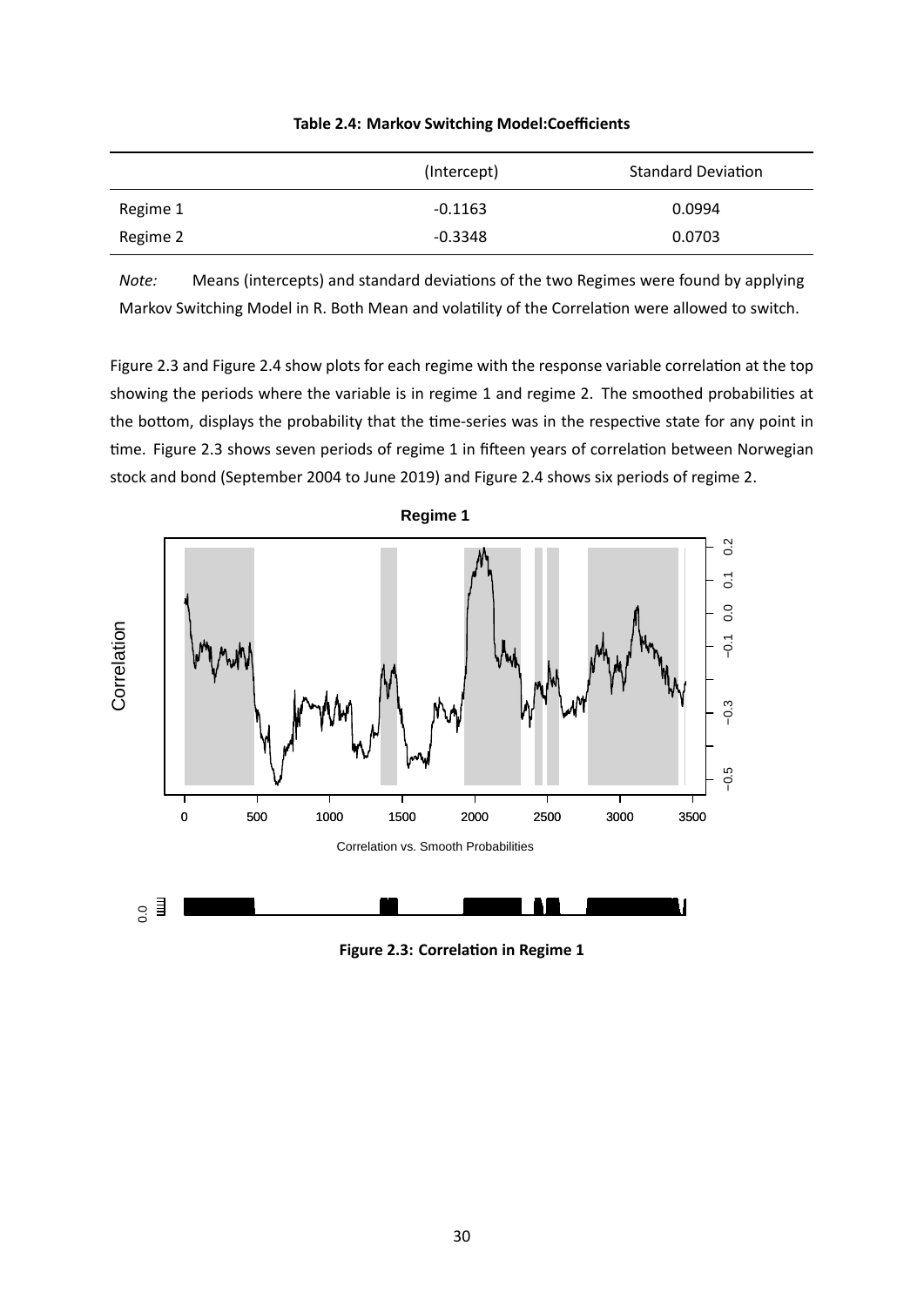**Table 2.4: Markov Switching Model:Coefficients**

| | (Intercept) | Standard Deviation |
|---|---|---|
| Regime 1 | -0.1163 | 0.0994 |
| Regime 2 | -0.3348 | 0.0703 |

*Note:* Means (intercepts) and standard deviations of the two Regimes were found by applying Markov Switching Model in R. Both Mean and volatility of the Correlation were allowed to switch.

Figure 2.3 and Figure 2.4 show plots for each regime with the response variable correlation at the top showing the periods where the variable is in regime 1 and regime 2. The smoothed probabilities at the bottom, displays the probability that the time-series was in the respective state for any point in time. Figure 2.3 shows seven periods of regime 1 in fifteen years of correlation between Norwegian stock and bond (September 2004 to June 2019) and Figure 2.4 shows six periods of regime 2.

**Figure 2.3: Correlation in Regime 1**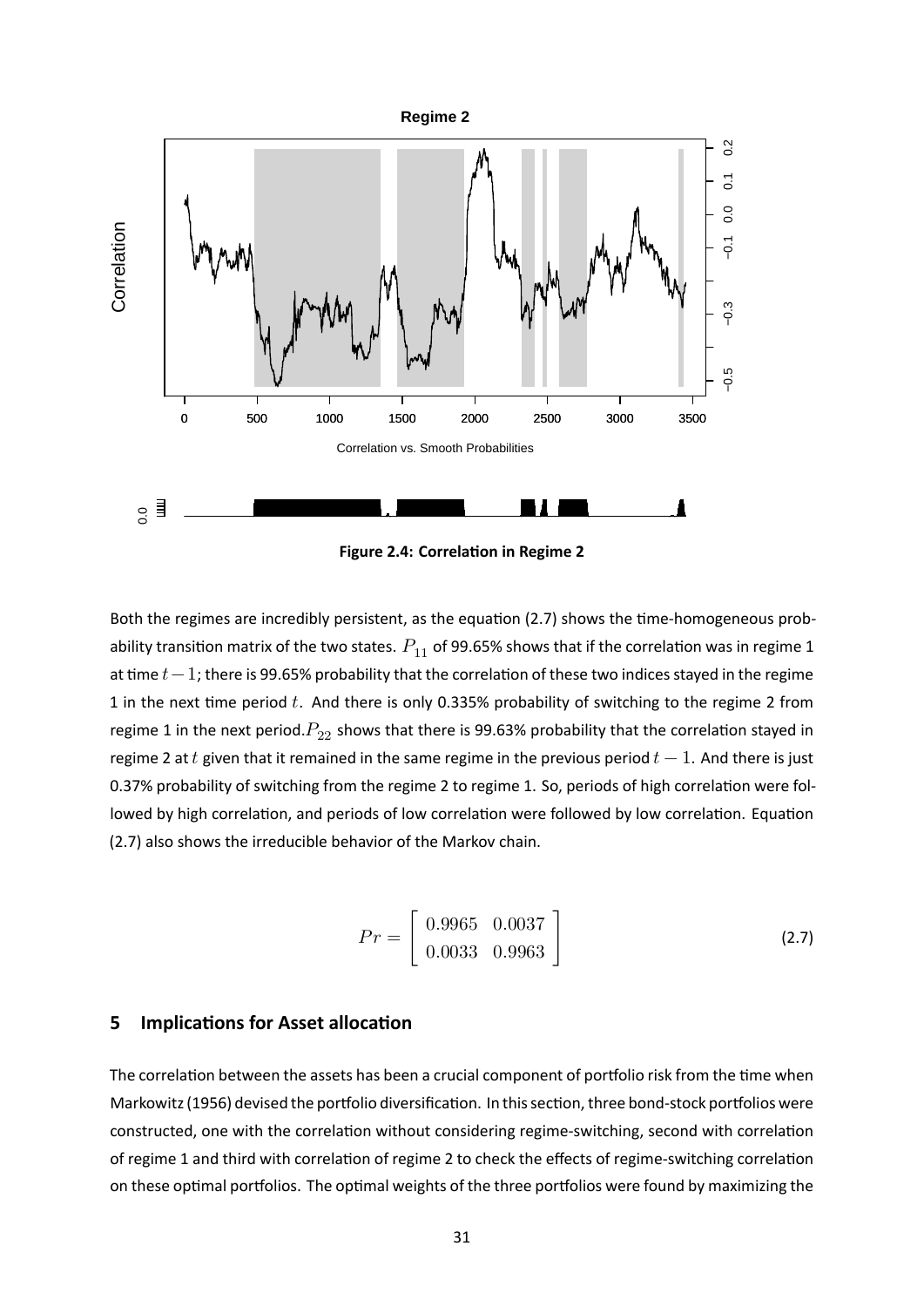Figure 2.4: Correlation in Regime 2

Both the regimes are incredibly persistent, as the equation (2.7) shows the time-homogeneous probability transition matrix of the two states. $P_{11}$ of 99.65% shows that if the correlation was in regime 1 at time $t-1$; there is 99.65% probability that the correlation of these two indices stayed in the regime 1 in the next time period $t$. And there is only 0.335% probability of switching to the regime 2 from regime 1 in the next period. $P_{22}$ shows that there is 99.63% probability that the correlation stayed in regime 2 at $t$ given that it remained in the same regime in the previous period $t-1$. And there is just 0.37% probability of switching from the regime 2 to regime 1. So, periods of high correlation were followed by high correlation, and periods of low correlation were followed by low correlation. Equation (2.7) also shows the irreducible behavior of the Markov chain.

$$Pr = \begin{bmatrix} 0.9965 & 0.0037 \\ 0.0033 & 0.9963 \end{bmatrix} \tag{2.7}$$

## 5 Implications for Asset allocation

The correlation between the assets has been a crucial component of portfolio risk from the time when Markowitz (1956) devised the portfolio diversification. In this section, three bond-stock portfolios were constructed, one with the correlation without considering regime-switching, second with correlation of regime 1 and third with correlation of regime 2 to check the effects of regime-switching correlation on these optimal portfolios. The optimal weights of the three portfolios were found by maximizing the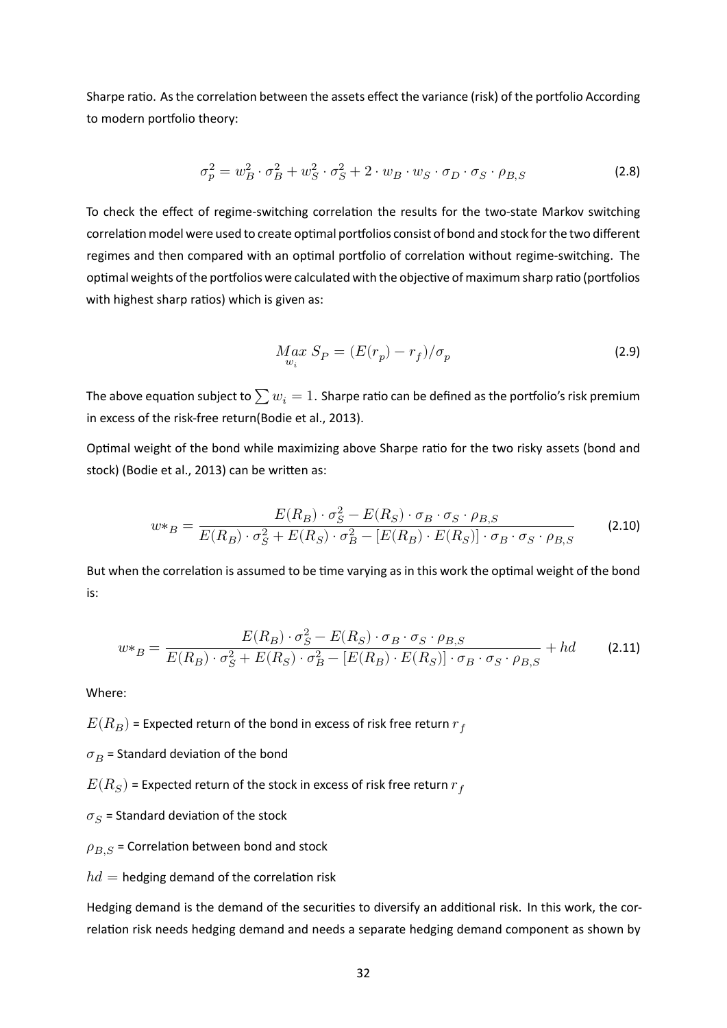Sharpe ratio. As the correlation between the assets effect the variance (risk) of the portfolio According to modern portfolio theory:

$$\sigma_p^2 = w_B^2 \cdot \sigma_B^2 + w_S^2 \cdot \sigma_S^2 + 2 \cdot w_B \cdot w_S \cdot \sigma_D \cdot \sigma_S \cdot \rho_{B,S} \tag{2.8}$$

To check the effect of regime-switching correlation the results for the two-state Markov switching correlation model were used to create optimal portfolios consist of bond and stock for the two different regimes and then compared with an optimal portfolio of correlation without regime-switching. The optimal weights of the portfolios were calculated with the objective of maximum sharp ratio (portfolios with highest sharp ratios) which is given as:

$$\underset{w_i}{Max}\ S_P = (E(r_p) - r_f)/\sigma_p \tag{2.9}$$

The above equation subject to $\sum w_i = 1$. Sharpe ratio can be defined as the portfolio's risk premium in excess of the risk-free return(Bodie et al., 2013).

Optimal weight of the bond while maximizing above Sharpe ratio for the two risky assets (bond and stock) (Bodie et al., 2013) can be written as:

$$w*_B = \frac{E(R_B) \cdot \sigma_S^2 - E(R_S) \cdot \sigma_B \cdot \sigma_S \cdot \rho_{B,S}}{E(R_B) \cdot \sigma_S^2 + E(R_S) \cdot \sigma_B^2 - [E(R_B) \cdot E(R_S)] \cdot \sigma_B \cdot \sigma_S \cdot \rho_{B,S}} \tag{2.10}$$

But when the correlation is assumed to be time varying as in this work the optimal weight of the bond is:

$$w*_B = \frac{E(R_B) \cdot \sigma_S^2 - E(R_S) \cdot \sigma_B \cdot \sigma_S \cdot \rho_{B,S}}{E(R_B) \cdot \sigma_S^2 + E(R_S) \cdot \sigma_B^2 - [E(R_B) \cdot E(R_S)] \cdot \sigma_B \cdot \sigma_S \cdot \rho_{B,S}} + hd \tag{2.11}$$

Where:

$E(R_B)$ = Expected return of the bond in excess of risk free return $r_f$

$\sigma_B$ = Standard deviation of the bond

$E(R_S)$ = Expected return of the stock in excess of risk free return $r_f$

$\sigma_S$ = Standard deviation of the stock

$\rho_{B,S}$ = Correlation between bond and stock

$hd =$ hedging demand of the correlation risk

Hedging demand is the demand of the securities to diversify an additional risk. In this work, the correlation risk needs hedging demand and needs a separate hedging demand component as shown by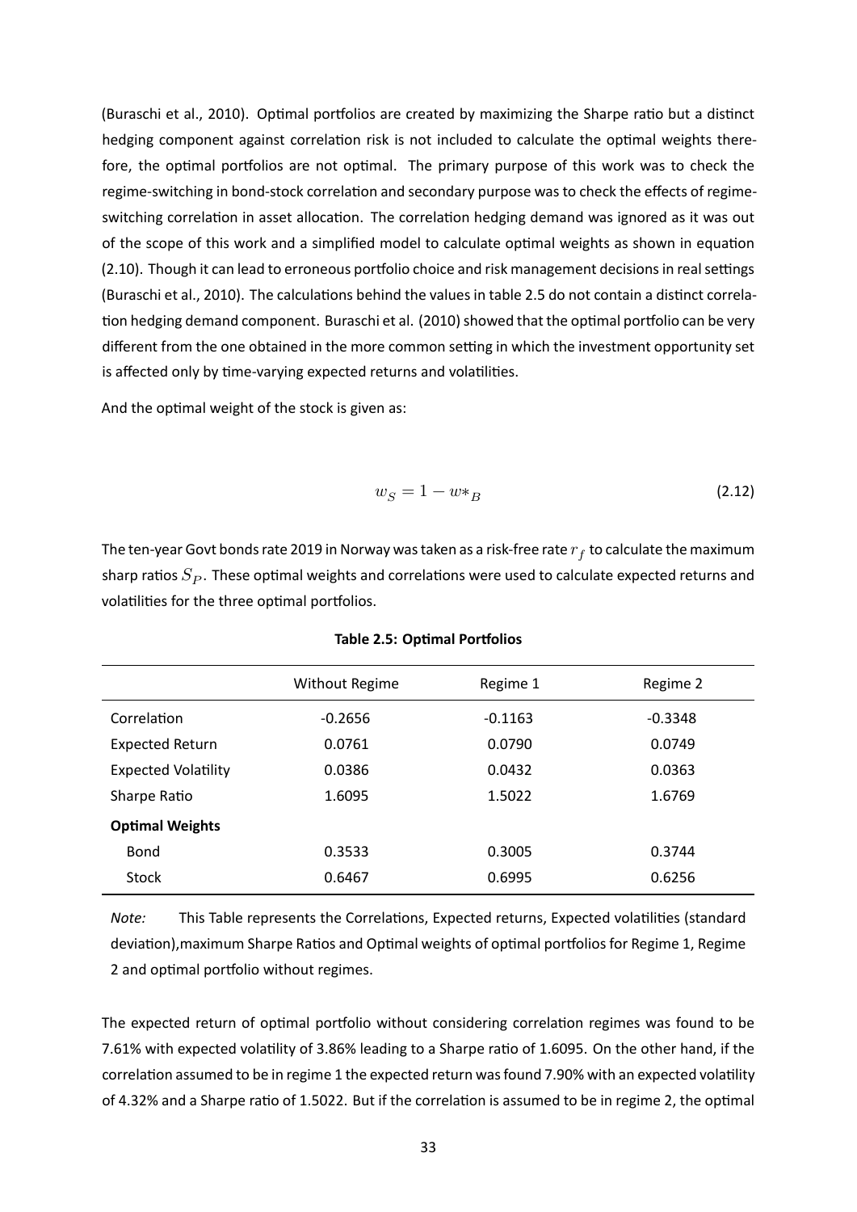(Buraschi et al., 2010). Optimal portfolios are created by maximizing the Sharpe ratio but a distinct hedging component against correlation risk is not included to calculate the optimal weights therefore, the optimal portfolios are not optimal. The primary purpose of this work was to check the regime-switching in bond-stock correlation and secondary purpose was to check the effects of regime-switching correlation in asset allocation. The correlation hedging demand was ignored as it was out of the scope of this work and a simplified model to calculate optimal weights as shown in equation (2.10). Though it can lead to erroneous portfolio choice and risk management decisions in real settings (Buraschi et al., 2010). The calculations behind the values in table 2.5 do not contain a distinct correlation hedging demand component. Buraschi et al. (2010) showed that the optimal portfolio can be very different from the one obtained in the more common setting in which the investment opportunity set is affected only by time-varying expected returns and volatilities.

And the optimal weight of the stock is given as:

$$w_S = 1 - w*_B \tag{2.12}$$

The ten-year Govt bonds rate 2019 in Norway was taken as a risk-free rate $r_f$ to calculate the maximum sharp ratios $S_P$. These optimal weights and correlations were used to calculate expected returns and volatilities for the three optimal portfolios.

**Table 2.5: Optimal Portfolios**

| | Without Regime | Regime 1 | Regime 2 |
|---|---|---|---|
| Correlation | -0.2656 | -0.1163 | -0.3348 |
| Expected Return | 0.0761 | 0.0790 | 0.0749 |
| Expected Volatility | 0.0386 | 0.0432 | 0.0363 |
| Sharpe Ratio | 1.6095 | 1.5022 | 1.6769 |
| **Optimal Weights** | | | |
| Bond | 0.3533 | 0.3005 | 0.3744 |
| Stock | 0.6467 | 0.6995 | 0.6256 |

*Note:* This Table represents the Correlations, Expected returns, Expected volatilities (standard deviation),maximum Sharpe Ratios and Optimal weights of optimal portfolios for Regime 1, Regime 2 and optimal portfolio without regimes.

The expected return of optimal portfolio without considering correlation regimes was found to be 7.61% with expected volatility of 3.86% leading to a Sharpe ratio of 1.6095. On the other hand, if the correlation assumed to be in regime 1 the expected return was found 7.90% with an expected volatility of 4.32% and a Sharpe ratio of 1.5022. But if the correlation is assumed to be in regime 2, the optimal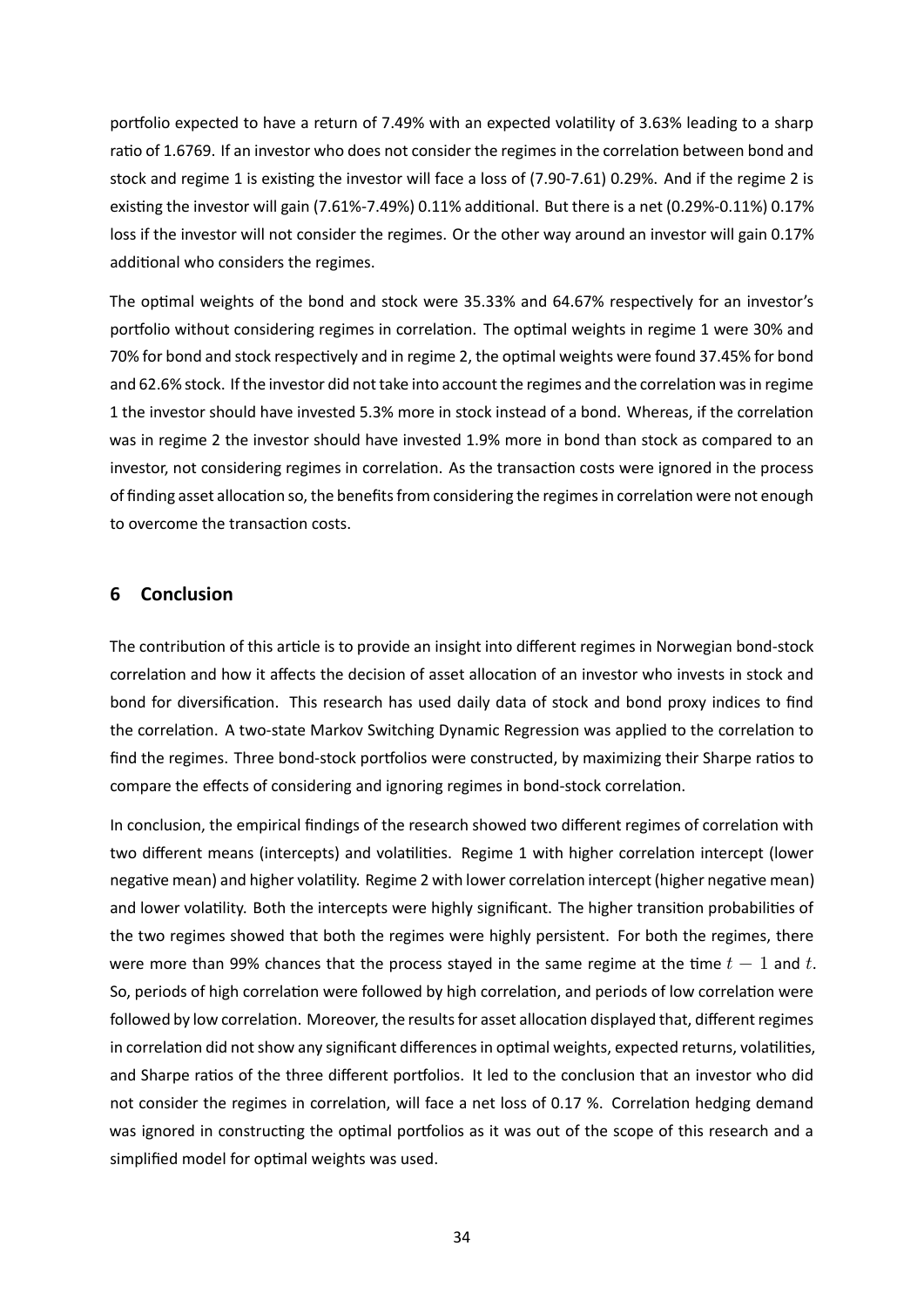portfolio expected to have a return of 7.49% with an expected volatility of 3.63% leading to a sharp ratio of 1.6769. If an investor who does not consider the regimes in the correlation between bond and stock and regime 1 is existing the investor will face a loss of (7.90-7.61) 0.29%. And if the regime 2 is existing the investor will gain (7.61%-7.49%) 0.11% additional. But there is a net (0.29%-0.11%) 0.17% loss if the investor will not consider the regimes. Or the other way around an investor will gain 0.17% additional who considers the regimes.

The optimal weights of the bond and stock were 35.33% and 64.67% respectively for an investor's portfolio without considering regimes in correlation. The optimal weights in regime 1 were 30% and 70% for bond and stock respectively and in regime 2, the optimal weights were found 37.45% for bond and 62.6% stock. If the investor did not take into account the regimes and the correlation was in regime 1 the investor should have invested 5.3% more in stock instead of a bond. Whereas, if the correlation was in regime 2 the investor should have invested 1.9% more in bond than stock as compared to an investor, not considering regimes in correlation. As the transaction costs were ignored in the process of finding asset allocation so, the benefits from considering the regimes in correlation were not enough to overcome the transaction costs.

## 6 Conclusion

The contribution of this article is to provide an insight into different regimes in Norwegian bond-stock correlation and how it affects the decision of asset allocation of an investor who invests in stock and bond for diversification. This research has used daily data of stock and bond proxy indices to find the correlation. A two-state Markov Switching Dynamic Regression was applied to the correlation to find the regimes. Three bond-stock portfolios were constructed, by maximizing their Sharpe ratios to compare the effects of considering and ignoring regimes in bond-stock correlation.

In conclusion, the empirical findings of the research showed two different regimes of correlation with two different means (intercepts) and volatilities. Regime 1 with higher correlation intercept (lower negative mean) and higher volatility. Regime 2 with lower correlation intercept (higher negative mean) and lower volatility. Both the intercepts were highly significant. The higher transition probabilities of the two regimes showed that both the regimes were highly persistent. For both the regimes, there were more than 99% chances that the process stayed in the same regime at the time $t-1$ and $t$. So, periods of high correlation were followed by high correlation, and periods of low correlation were followed by low correlation. Moreover, the results for asset allocation displayed that, different regimes in correlation did not show any significant differences in optimal weights, expected returns, volatilities, and Sharpe ratios of the three different portfolios. It led to the conclusion that an investor who did not consider the regimes in correlation, will face a net loss of 0.17 %. Correlation hedging demand was ignored in constructing the optimal portfolios as it was out of the scope of this research and a simplified model for optimal weights was used.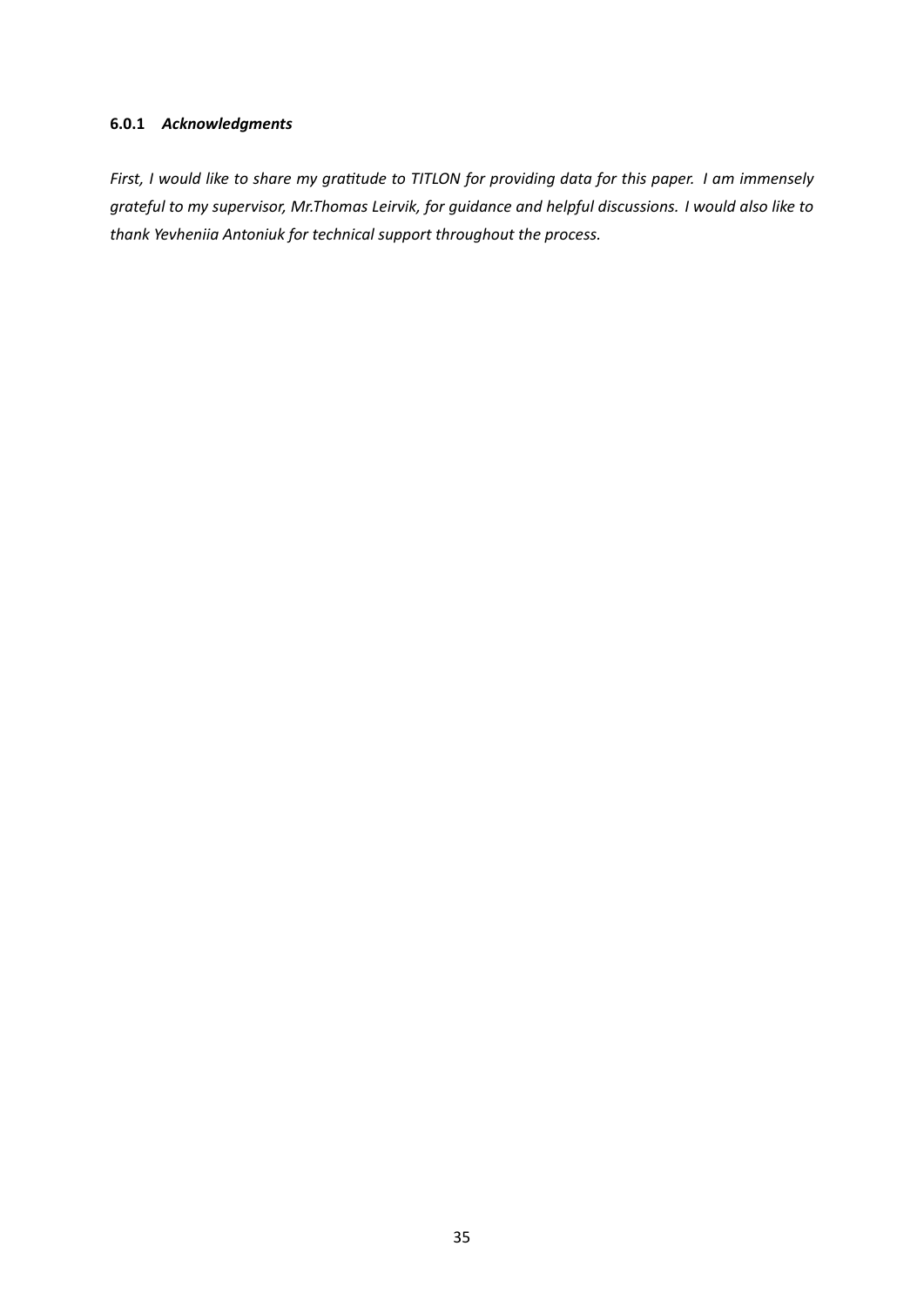#### 6.0.1 *Acknowledgments*

*First, I would like to share my gratitude to TITLON for providing data for this paper. I am immensely grateful to my supervisor, Mr.Thomas Leirvik, for guidance and helpful discussions. I would also like to thank Yevheniia Antoniuk for technical support throughout the process.*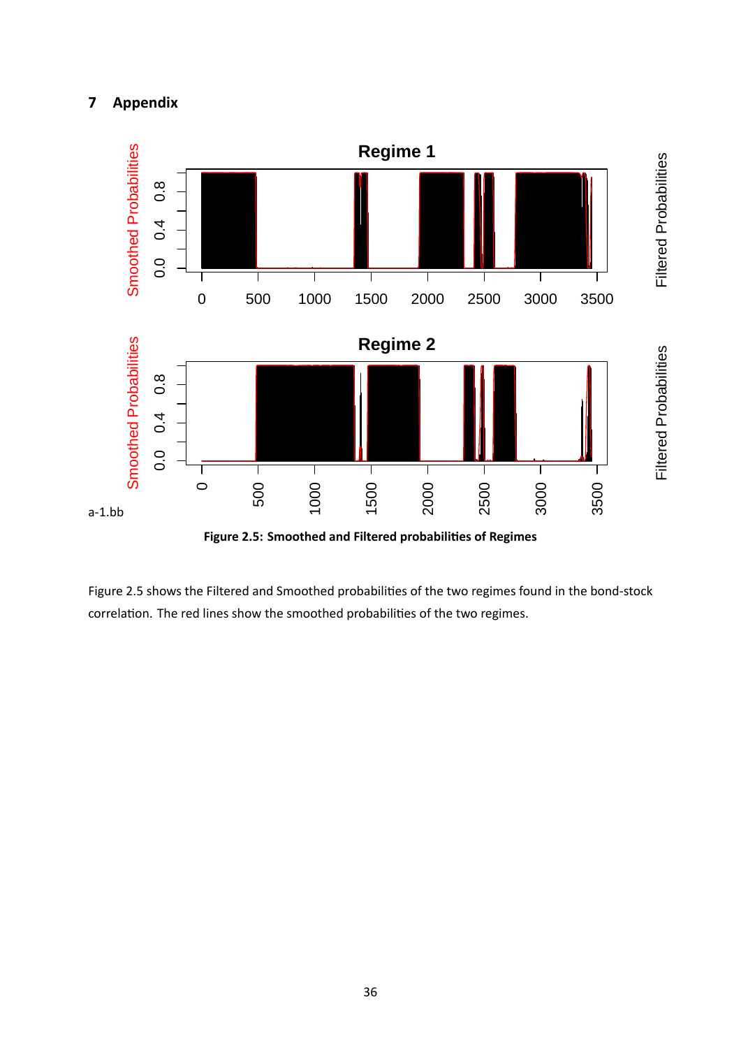# 7 Appendix

a-1.bb

**Figure 2.5: Smoothed and Filtered probabilities of Regimes**

Figure 2.5 shows the Filtered and Smoothed probabilities of the two regimes found in the bond-stock correlation. The red lines show the smoothed probabilities of the two regimes.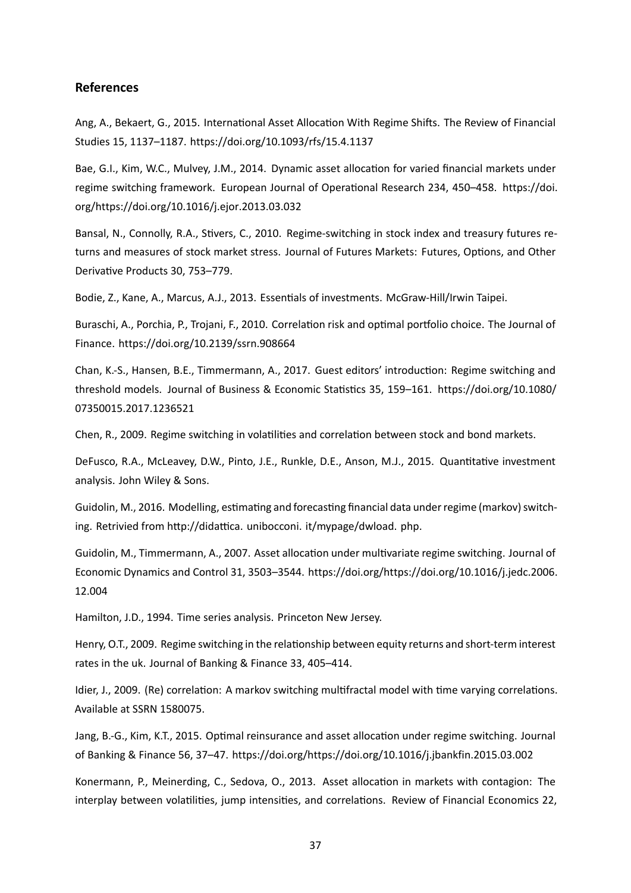## References

Ang, A., Bekaert, G., 2015. International Asset Allocation With Regime Shifts. The Review of Financial Studies 15, 1137–1187. https://doi.org/10.1093/rfs/15.4.1137

Bae, G.I., Kim, W.C., Mulvey, J.M., 2014. Dynamic asset allocation for varied financial markets under regime switching framework. European Journal of Operational Research 234, 450–458. https://doi.org/https://doi.org/10.1016/j.ejor.2013.03.032

Bansal, N., Connolly, R.A., Stivers, C., 2010. Regime-switching in stock index and treasury futures returns and measures of stock market stress. Journal of Futures Markets: Futures, Options, and Other Derivative Products 30, 753–779.

Bodie, Z., Kane, A., Marcus, A.J., 2013. Essentials of investments. McGraw-Hill/Irwin Taipei.

Buraschi, A., Porchia, P., Trojani, F., 2010. Correlation risk and optimal portfolio choice. The Journal of Finance. https://doi.org/10.2139/ssrn.908664

Chan, K.-S., Hansen, B.E., Timmermann, A., 2017. Guest editors' introduction: Regime switching and threshold models. Journal of Business & Economic Statistics 35, 159–161. https://doi.org/10.1080/07350015.2017.1236521

Chen, R., 2009. Regime switching in volatilities and correlation between stock and bond markets.

DeFusco, R.A., McLeavey, D.W., Pinto, J.E., Runkle, D.E., Anson, M.J., 2015. Quantitative investment analysis. John Wiley & Sons.

Guidolin, M., 2016. Modelling, estimating and forecasting financial data under regime (markov) switching. Retrivied from http://didattica. unibocconi. it/mypage/dwload. php.

Guidolin, M., Timmermann, A., 2007. Asset allocation under multivariate regime switching. Journal of Economic Dynamics and Control 31, 3503–3544. https://doi.org/https://doi.org/10.1016/j.jedc.2006.12.004

Hamilton, J.D., 1994. Time series analysis. Princeton New Jersey.

Henry, O.T., 2009. Regime switching in the relationship between equity returns and short-term interest rates in the uk. Journal of Banking & Finance 33, 405–414.

Idier, J., 2009. (Re) correlation: A markov switching multifractal model with time varying correlations. Available at SSRN 1580075.

Jang, B.-G., Kim, K.T., 2015. Optimal reinsurance and asset allocation under regime switching. Journal of Banking & Finance 56, 37–47. https://doi.org/https://doi.org/10.1016/j.jbankfin.2015.03.002

Konermann, P., Meinerding, C., Sedova, O., 2013. Asset allocation in markets with contagion: The interplay between volatilities, jump intensities, and correlations. Review of Financial Economics 22,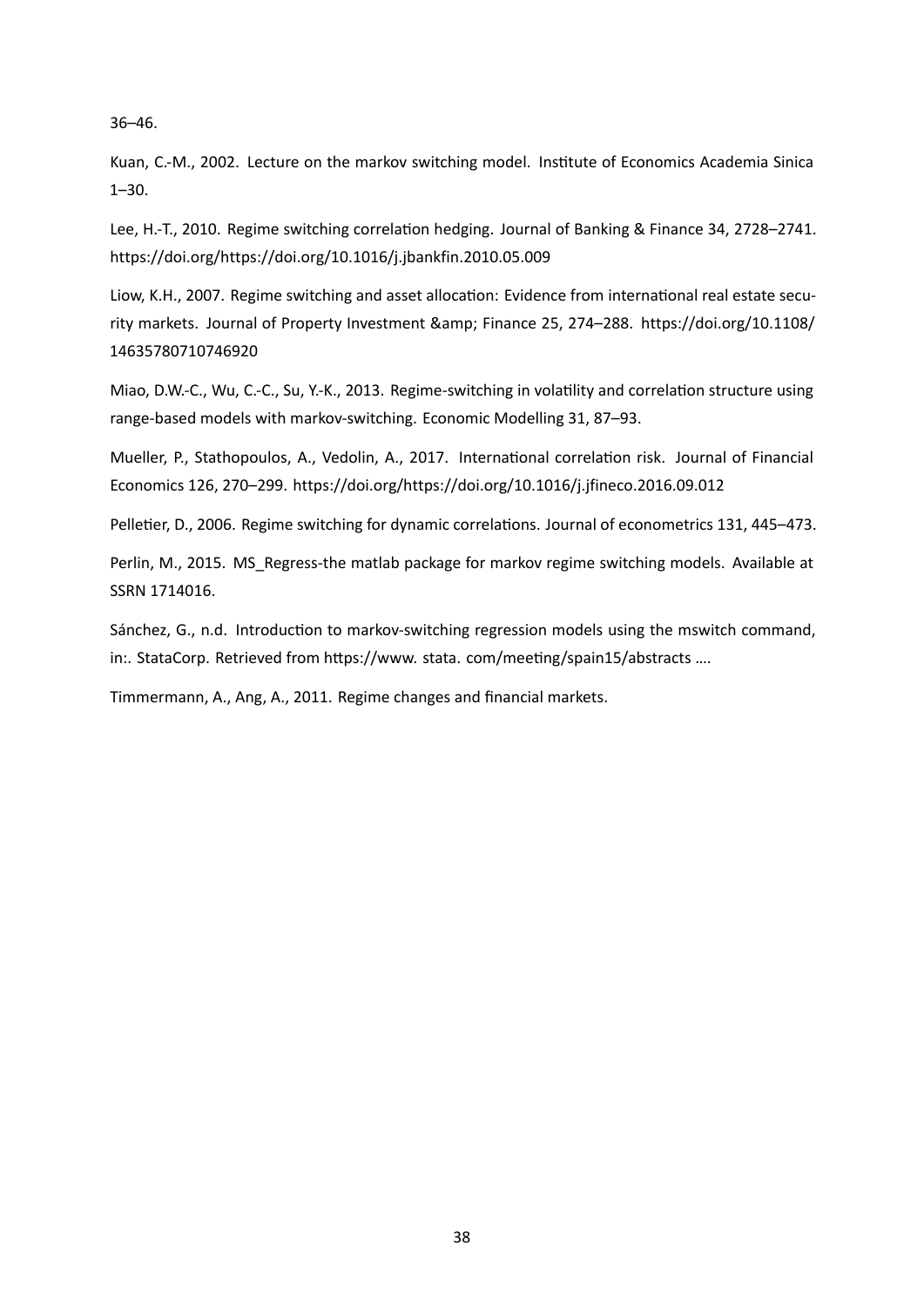36–46.

Kuan, C.-M., 2002. Lecture on the markov switching model. Institute of Economics Academia Sinica 1–30.

Lee, H.-T., 2010. Regime switching correlation hedging. Journal of Banking & Finance 34, 2728–2741. https://doi.org/https://doi.org/10.1016/j.jbankfin.2010.05.009

Liow, K.H., 2007. Regime switching and asset allocation: Evidence from international real estate security markets. Journal of Property Investment &amp; Finance 25, 274–288. https://doi.org/10.1108/14635780710746920

Miao, D.W.-C., Wu, C.-C., Su, Y.-K., 2013. Regime-switching in volatility and correlation structure using range-based models with markov-switching. Economic Modelling 31, 87–93.

Mueller, P., Stathopoulos, A., Vedolin, A., 2017. International correlation risk. Journal of Financial Economics 126, 270–299. https://doi.org/https://doi.org/10.1016/j.jfineco.2016.09.012

Pelletier, D., 2006. Regime switching for dynamic correlations. Journal of econometrics 131, 445–473.

Perlin, M., 2015. MS_Regress-the matlab package for markov regime switching models. Available at SSRN 1714016.

Sánchez, G., n.d. Introduction to markov-switching regression models using the mswitch command, in:. StataCorp. Retrieved from https://www. stata. com/meeting/spain15/abstracts ….

Timmermann, A., Ang, A., 2011. Regime changes and financial markets.